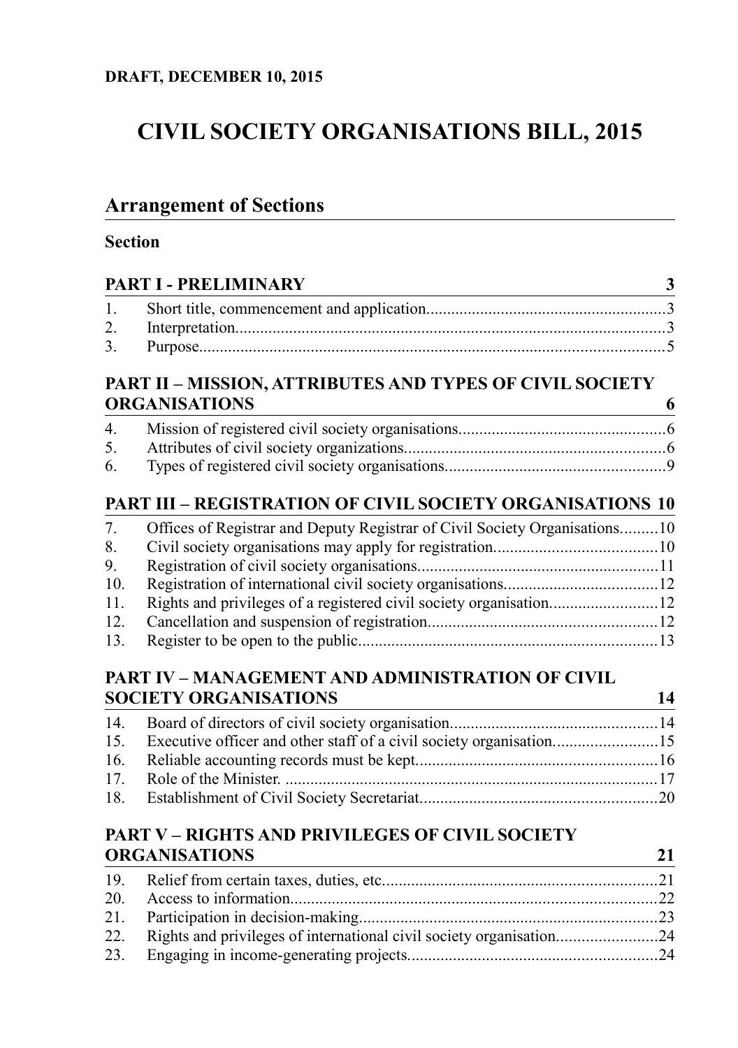**DRAFT, DECEMBER 10, 2015**

# CIVIL SOCIETY ORGANISATIONS BILL, 2015

## Arrangement of Sections

**Section**

| | | |
|---|---|---|
| **PART I - PRELIMINARY** | | **3** |
| 1. | Short title, commencement and application | 3 |
| 2. | Interpretation | 3 |
| 3. | Purpose | 5 |
| **PART II – MISSION, ATTRIBUTES AND TYPES OF CIVIL SOCIETY ORGANISATIONS** | | **6** |
| 4. | Mission of registered civil society organisations | 6 |
| 5. | Attributes of civil society organizations | 6 |
| 6. | Types of registered civil society organisations | 9 |
| **PART III – REGISTRATION OF CIVIL SOCIETY ORGANISATIONS** | | **10** |
| 7. | Offices of Registrar and Deputy Registrar of Civil Society Organisations | 10 |
| 8. | Civil society organisations may apply for registration | 10 |
| 9. | Registration of civil society organisations | 11 |
| 10. | Registration of international civil society organisations | 12 |
| 11. | Rights and privileges of a registered civil society organisation | 12 |
| 12. | Cancellation and suspension of registration | 12 |
| 13. | Register to be open to the public | 13 |
| **PART IV – MANAGEMENT AND ADMINISTRATION OF CIVIL SOCIETY ORGANISATIONS** | | **14** |
| 14. | Board of directors of civil society organisation | 14 |
| 15. | Executive officer and other staff of a civil society organisation | 15 |
| 16. | Reliable accounting records must be kept | 16 |
| 17. | Role of the Minister. | 17 |
| 18. | Establishment of Civil Society Secretariat | 20 |
| **PART V – RIGHTS AND PRIVILEGES OF CIVIL SOCIETY ORGANISATIONS** | | **21** |
| 19. | Relief from certain taxes, duties, etc. | 21 |
| 20. | Access to information | 22 |
| 21. | Participation in decision-making | 23 |
| 22. | Rights and privileges of international civil society organisation | 24 |
| 23. | Engaging in income-generating projects | 24 |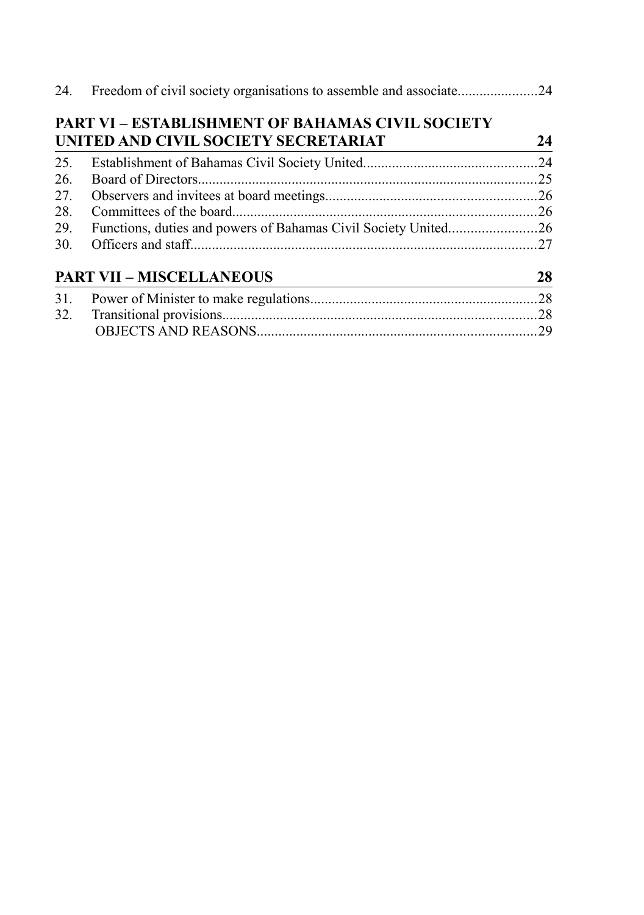24. Freedom of civil society organisations to assemble and associate......................24

## PART VI – ESTABLISHMENT OF BAHAMAS CIVIL SOCIETY UNITED AND CIVIL SOCIETY SECRETARIAT 24

25. Establishment of Bahamas Civil Society United................................................24
26. Board of Directors.............................................................................................25
27. Observers and invitees at board meetings..........................................................26
28. Committees of the board....................................................................................26
29. Functions, duties and powers of Bahamas Civil Society United........................26
30. Officers and staff................................................................................................27

## PART VII – MISCELLANEOUS 28

31. Power of Minister to make regulations...............................................................28
32. Transitional provisions.......................................................................................28

OBJECTS AND REASONS.............................................................................29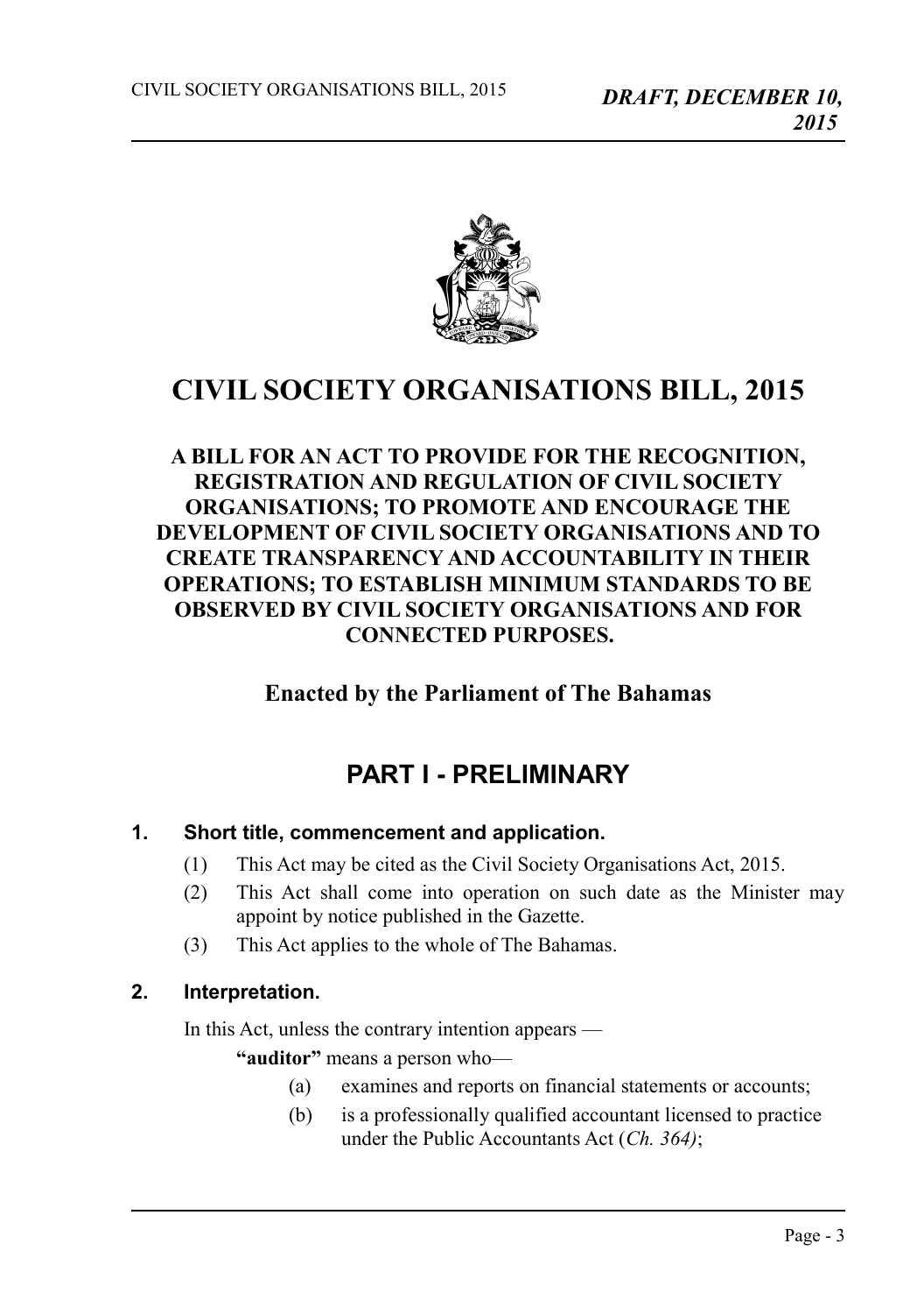# CIVIL SOCIETY ORGANISATIONS BILL, 2015

**A BILL FOR AN ACT TO PROVIDE FOR THE RECOGNITION, REGISTRATION AND REGULATION OF CIVIL SOCIETY ORGANISATIONS; TO PROMOTE AND ENCOURAGE THE DEVELOPMENT OF CIVIL SOCIETY ORGANISATIONS AND TO CREATE TRANSPARENCY AND ACCOUNTABILITY IN THEIR OPERATIONS; TO ESTABLISH MINIMUM STANDARDS TO BE OBSERVED BY CIVIL SOCIETY ORGANISATIONS AND FOR CONNECTED PURPOSES.**

**Enacted by the Parliament of The Bahamas**

## PART I - PRELIMINARY

### 1. Short title, commencement and application.

(1) This Act may be cited as the Civil Society Organisations Act, 2015.

(2) This Act shall come into operation on such date as the Minister may appoint by notice published in the Gazette.

(3) This Act applies to the whole of The Bahamas.

### 2. Interpretation.

In this Act, unless the contrary intention appears —

**"auditor"** means a person who—

(a) examines and reports on financial statements or accounts;

(b) is a professionally qualified accountant licensed to practice under the Public Accountants Act (*Ch. 364)*;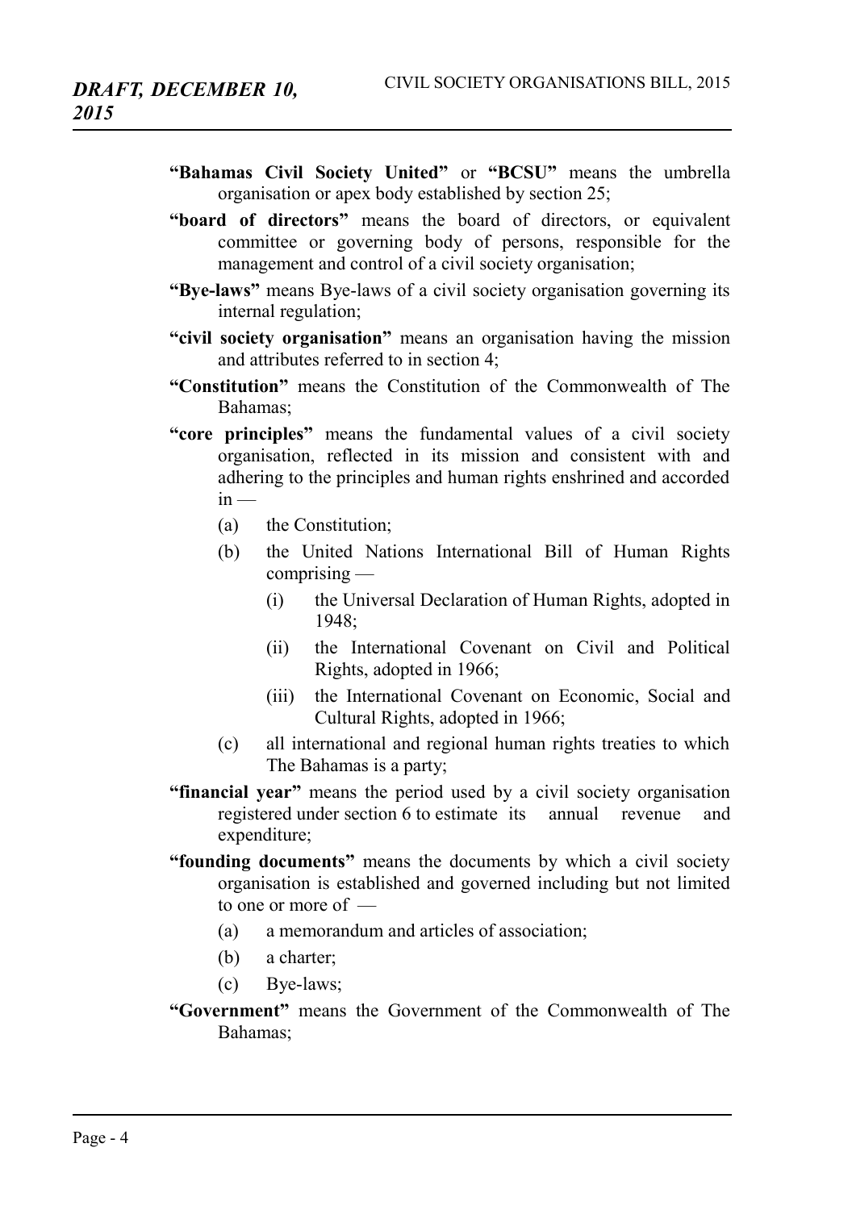**"Bahamas Civil Society United"** or **"BCSU"** means the umbrella organisation or apex body established by section 25;

**"board of directors"** means the board of directors, or equivalent committee or governing body of persons, responsible for the management and control of a civil society organisation;

**"Bye-laws"** means Bye-laws of a civil society organisation governing its internal regulation;

**"civil society organisation"** means an organisation having the mission and attributes referred to in section 4;

**"Constitution"** means the Constitution of the Commonwealth of The Bahamas;

**"core principles"** means the fundamental values of a civil society organisation, reflected in its mission and consistent with and adhering to the principles and human rights enshrined and accorded in —

- (a) the Constitution;
- (b) the United Nations International Bill of Human Rights comprising —
  - (i) the Universal Declaration of Human Rights, adopted in 1948;
  - (ii) the International Covenant on Civil and Political Rights, adopted in 1966;
  - (iii) the International Covenant on Economic, Social and Cultural Rights, adopted in 1966;
- (c) all international and regional human rights treaties to which The Bahamas is a party;

**"financial year"** means the period used by a civil society organisation registered under section 6 to estimate its annual revenue and expenditure;

**"founding documents"** means the documents by which a civil society organisation is established and governed including but not limited to one or more of —

- (a) a memorandum and articles of association;
- (b) a charter;
- (c) Bye-laws;

**"Government"** means the Government of the Commonwealth of The Bahamas;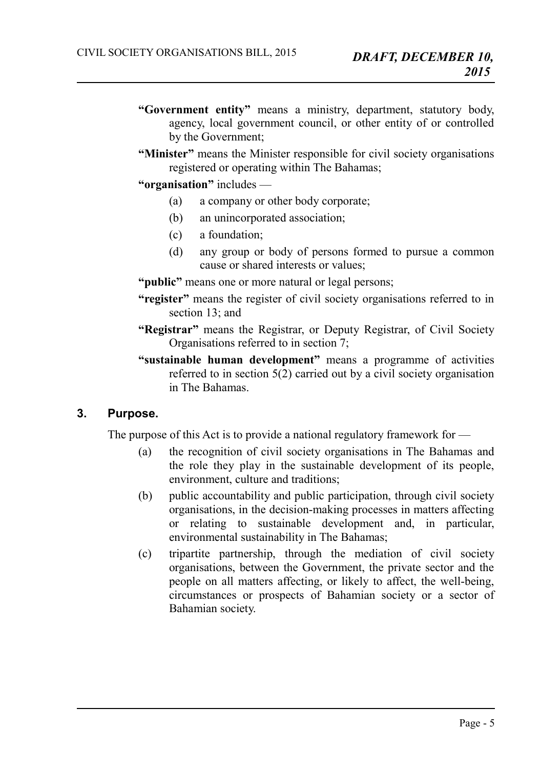**"Government entity"** means a ministry, department, statutory body, agency, local government council, or other entity of or controlled by the Government;

**"Minister"** means the Minister responsible for civil society organisations registered or operating within The Bahamas;

**"organisation"** includes —

- (a) a company or other body corporate;
- (b) an unincorporated association;
- (c) a foundation;
- (d) any group or body of persons formed to pursue a common cause or shared interests or values;

**"public"** means one or more natural or legal persons;

**"register"** means the register of civil society organisations referred to in section 13; and

**"Registrar"** means the Registrar, or Deputy Registrar, of Civil Society Organisations referred to in section 7;

**"sustainable human development"** means a programme of activities referred to in section 5(2) carried out by a civil society organisation in The Bahamas.

## 3. Purpose.

The purpose of this Act is to provide a national regulatory framework for —

- (a) the recognition of civil society organisations in The Bahamas and the role they play in the sustainable development of its people, environment, culture and traditions;
- (b) public accountability and public participation, through civil society organisations, in the decision-making processes in matters affecting or relating to sustainable development and, in particular, environmental sustainability in The Bahamas;
- (c) tripartite partnership, through the mediation of civil society organisations, between the Government, the private sector and the people on all matters affecting, or likely to affect, the well-being, circumstances or prospects of Bahamian society or a sector of Bahamian society.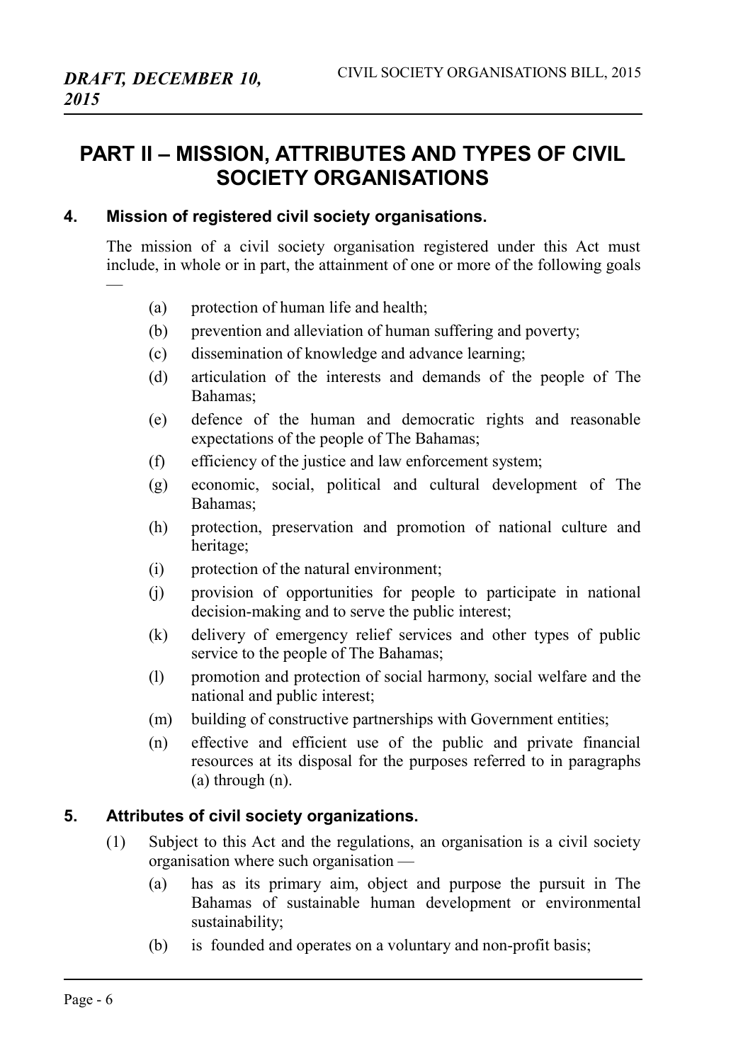# PART II – MISSION, ATTRIBUTES AND TYPES OF CIVIL SOCIETY ORGANISATIONS

### 4. Mission of registered civil society organisations.

The mission of a civil society organisation registered under this Act must include, in whole or in part, the attainment of one or more of the following goals —

- (a) protection of human life and health;
- (b) prevention and alleviation of human suffering and poverty;
- (c) dissemination of knowledge and advance learning;
- (d) articulation of the interests and demands of the people of The Bahamas;
- (e) defence of the human and democratic rights and reasonable expectations of the people of The Bahamas;
- (f) efficiency of the justice and law enforcement system;
- (g) economic, social, political and cultural development of The Bahamas;
- (h) protection, preservation and promotion of national culture and heritage;
- (i) protection of the natural environment;
- (j) provision of opportunities for people to participate in national decision-making and to serve the public interest;
- (k) delivery of emergency relief services and other types of public service to the people of The Bahamas;
- (l) promotion and protection of social harmony, social welfare and the national and public interest;
- (m) building of constructive partnerships with Government entities;
- (n) effective and efficient use of the public and private financial resources at its disposal for the purposes referred to in paragraphs (a) through (n).

### 5. Attributes of civil society organizations.

(1) Subject to this Act and the regulations, an organisation is a civil society organisation where such organisation —

- (a) has as its primary aim, object and purpose the pursuit in The Bahamas of sustainable human development or environmental sustainability;
- (b) is founded and operates on a voluntary and non-profit basis;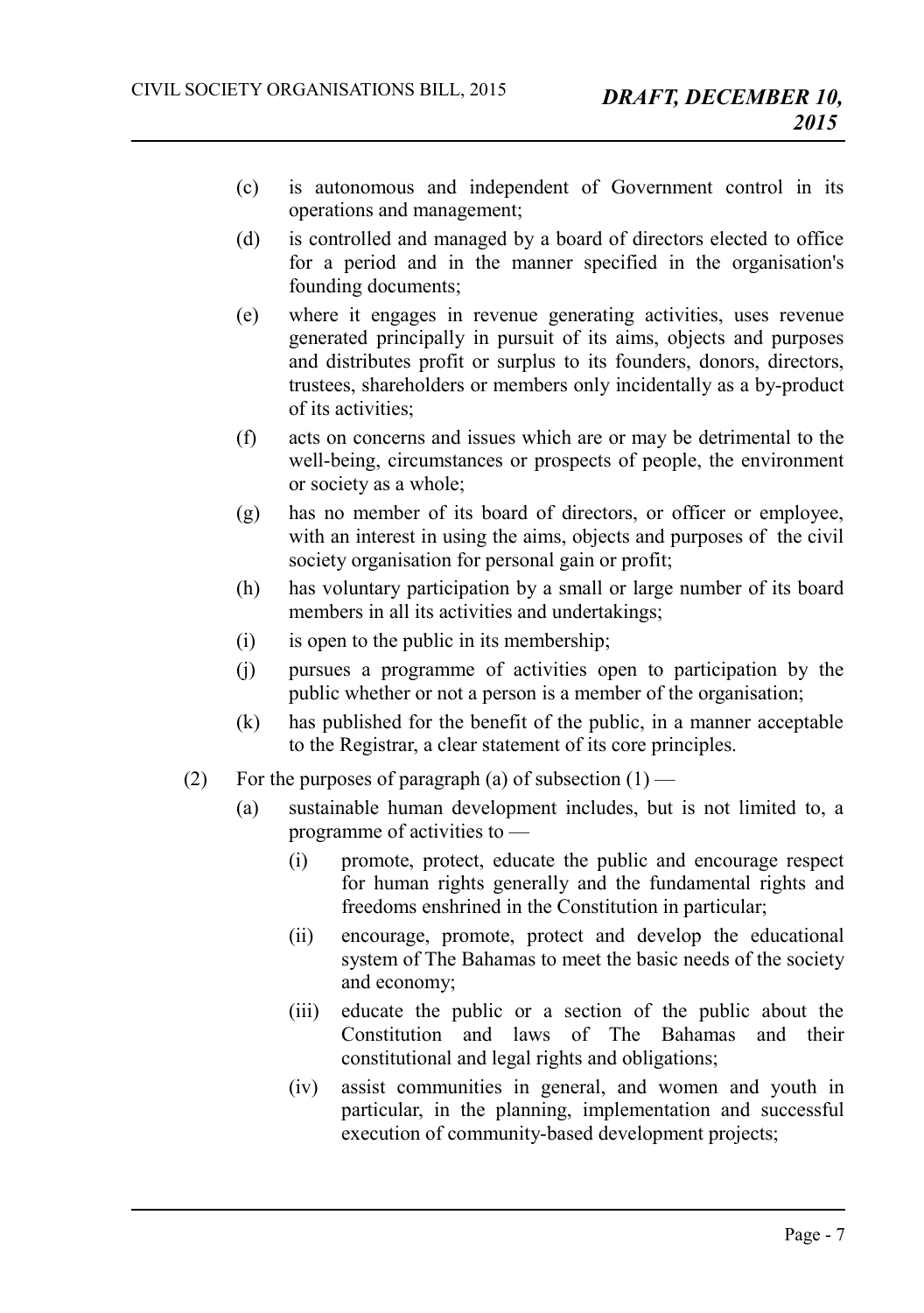(c) is autonomous and independent of Government control in its operations and management;

(d) is controlled and managed by a board of directors elected to office for a period and in the manner specified in the organisation's founding documents;

(e) where it engages in revenue generating activities, uses revenue generated principally in pursuit of its aims, objects and purposes and distributes profit or surplus to its founders, donors, directors, trustees, shareholders or members only incidentally as a by-product of its activities;

(f) acts on concerns and issues which are or may be detrimental to the well-being, circumstances or prospects of people, the environment or society as a whole;

(g) has no member of its board of directors, or officer or employee, with an interest in using the aims, objects and purposes of the civil society organisation for personal gain or profit;

(h) has voluntary participation by a small or large number of its board members in all its activities and undertakings;

(i) is open to the public in its membership;

(j) pursues a programme of activities open to participation by the public whether or not a person is a member of the organisation;

(k) has published for the benefit of the public, in a manner acceptable to the Registrar, a clear statement of its core principles.

(2) For the purposes of paragraph (a) of subsection (1) —

(a) sustainable human development includes, but is not limited to, a programme of activities to —

(i) promote, protect, educate the public and encourage respect for human rights generally and the fundamental rights and freedoms enshrined in the Constitution in particular;

(ii) encourage, promote, protect and develop the educational system of The Bahamas to meet the basic needs of the society and economy;

(iii) educate the public or a section of the public about the Constitution and laws of The Bahamas and their constitutional and legal rights and obligations;

(iv) assist communities in general, and women and youth in particular, in the planning, implementation and successful execution of community-based development projects;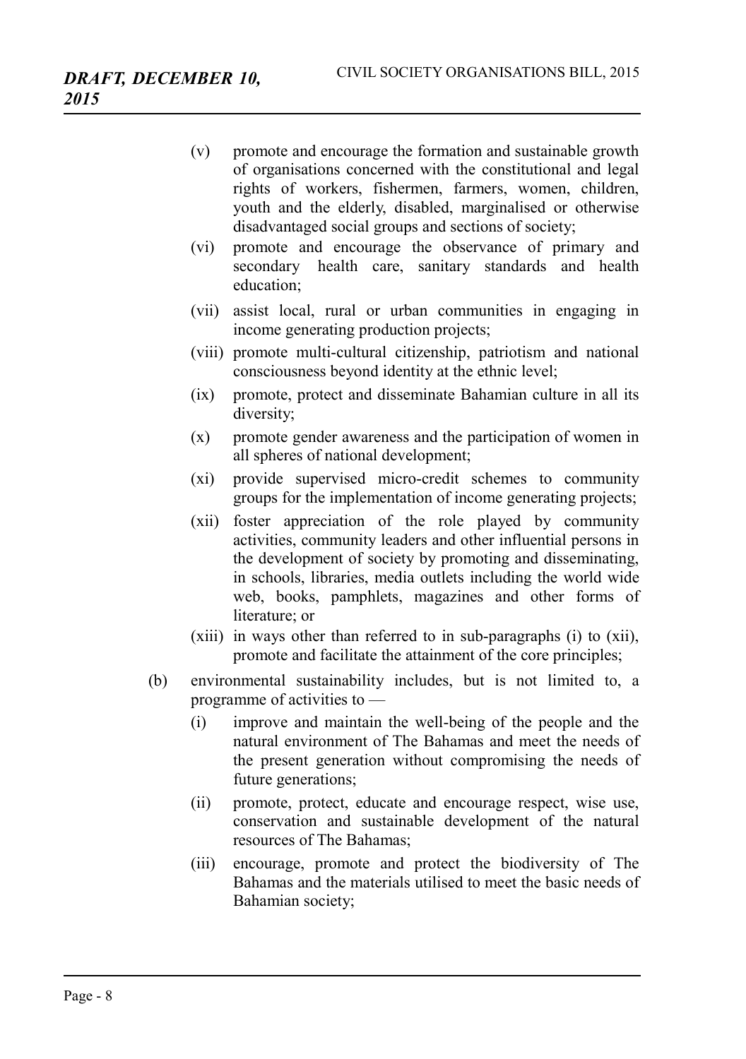(v) promote and encourage the formation and sustainable growth of organisations concerned with the constitutional and legal rights of workers, fishermen, farmers, women, children, youth and the elderly, disabled, marginalised or otherwise disadvantaged social groups and sections of society;

(vi) promote and encourage the observance of primary and secondary health care, sanitary standards and health education;

(vii) assist local, rural or urban communities in engaging in income generating production projects;

(viii) promote multi-cultural citizenship, patriotism and national consciousness beyond identity at the ethnic level;

(ix) promote, protect and disseminate Bahamian culture in all its diversity;

(x) promote gender awareness and the participation of women in all spheres of national development;

(xi) provide supervised micro-credit schemes to community groups for the implementation of income generating projects;

(xii) foster appreciation of the role played by community activities, community leaders and other influential persons in the development of society by promoting and disseminating, in schools, libraries, media outlets including the world wide web, books, pamphlets, magazines and other forms of literature; or

(xiii) in ways other than referred to in sub-paragraphs (i) to (xii), promote and facilitate the attainment of the core principles;

(b) environmental sustainability includes, but is not limited to, a programme of activities to —

(i) improve and maintain the well-being of the people and the natural environment of The Bahamas and meet the needs of the present generation without compromising the needs of future generations;

(ii) promote, protect, educate and encourage respect, wise use, conservation and sustainable development of the natural resources of The Bahamas;

(iii) encourage, promote and protect the biodiversity of The Bahamas and the materials utilised to meet the basic needs of Bahamian society;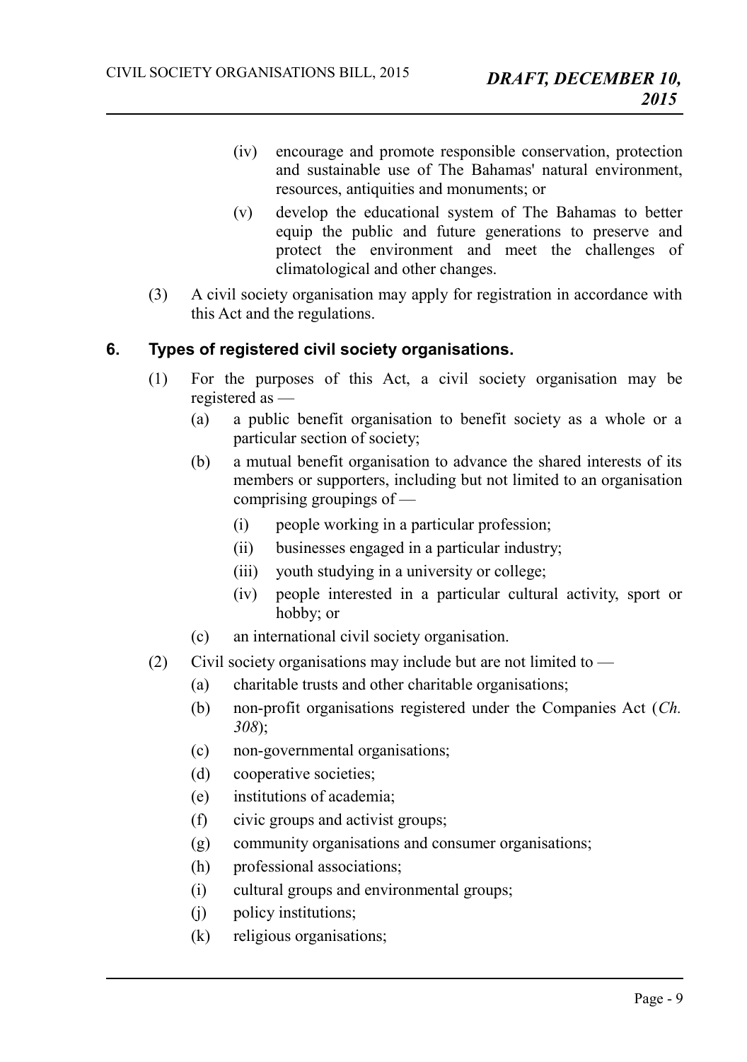(iv) encourage and promote responsible conservation, protection and sustainable use of The Bahamas' natural environment, resources, antiquities and monuments; or

(v) develop the educational system of The Bahamas to better equip the public and future generations to preserve and protect the environment and meet the challenges of climatological and other changes.

(3) A civil society organisation may apply for registration in accordance with this Act and the regulations.

## 6. Types of registered civil society organisations.

(1) For the purposes of this Act, a civil society organisation may be registered as —

(a) a public benefit organisation to benefit society as a whole or a particular section of society;

(b) a mutual benefit organisation to advance the shared interests of its members or supporters, including but not limited to an organisation comprising groupings of —

(i) people working in a particular profession;

(ii) businesses engaged in a particular industry;

(iii) youth studying in a university or college;

(iv) people interested in a particular cultural activity, sport or hobby; or

(c) an international civil society organisation.

(2) Civil society organisations may include but are not limited to —

(a) charitable trusts and other charitable organisations;

(b) non-profit organisations registered under the Companies Act (*Ch. 308*);

(c) non-governmental organisations;

(d) cooperative societies;

(e) institutions of academia;

(f) civic groups and activist groups;

(g) community organisations and consumer organisations;

(h) professional associations;

(i) cultural groups and environmental groups;

(j) policy institutions;

(k) religious organisations;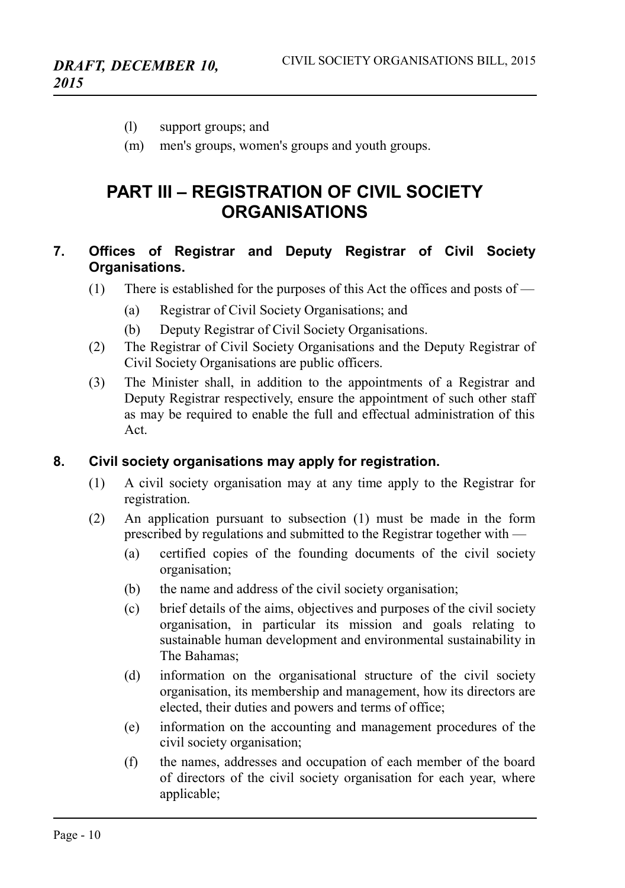(l) support groups; and

(m) men's groups, women's groups and youth groups.

# PART III – REGISTRATION OF CIVIL SOCIETY ORGANISATIONS

### 7. Offices of Registrar and Deputy Registrar of Civil Society Organisations.

(1) There is established for the purposes of this Act the offices and posts of —

(a) Registrar of Civil Society Organisations; and

(b) Deputy Registrar of Civil Society Organisations.

(2) The Registrar of Civil Society Organisations and the Deputy Registrar of Civil Society Organisations are public officers.

(3) The Minister shall, in addition to the appointments of a Registrar and Deputy Registrar respectively, ensure the appointment of such other staff as may be required to enable the full and effectual administration of this Act.

### 8. Civil society organisations may apply for registration.

(1) A civil society organisation may at any time apply to the Registrar for registration.

(2) An application pursuant to subsection (1) must be made in the form prescribed by regulations and submitted to the Registrar together with —

(a) certified copies of the founding documents of the civil society organisation;

(b) the name and address of the civil society organisation;

(c) brief details of the aims, objectives and purposes of the civil society organisation, in particular its mission and goals relating to sustainable human development and environmental sustainability in The Bahamas;

(d) information on the organisational structure of the civil society organisation, its membership and management, how its directors are elected, their duties and powers and terms of office;

(e) information on the accounting and management procedures of the civil society organisation;

(f) the names, addresses and occupation of each member of the board of directors of the civil society organisation for each year, where applicable;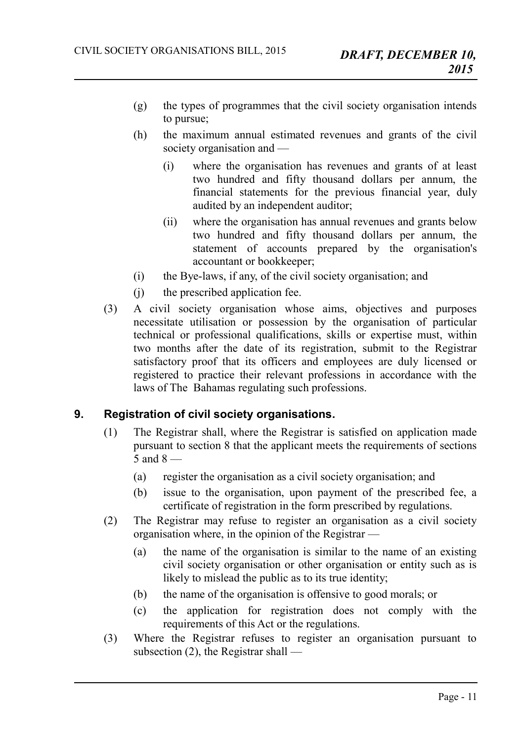(g) the types of programmes that the civil society organisation intends to pursue;

(h) the maximum annual estimated revenues and grants of the civil society organisation and —

  (i) where the organisation has revenues and grants of at least two hundred and fifty thousand dollars per annum, the financial statements for the previous financial year, duly audited by an independent auditor;

  (ii) where the organisation has annual revenues and grants below two hundred and fifty thousand dollars per annum, the statement of accounts prepared by the organisation's accountant or bookkeeper;

(i) the Bye-laws, if any, of the civil society organisation; and

(j) the prescribed application fee.

(3) A civil society organisation whose aims, objectives and purposes necessitate utilisation or possession by the organisation of particular technical or professional qualifications, skills or expertise must, within two months after the date of its registration, submit to the Registrar satisfactory proof that its officers and employees are duly licensed or registered to practice their relevant professions in accordance with the laws of The Bahamas regulating such professions.

## 9. Registration of civil society organisations.

(1) The Registrar shall, where the Registrar is satisfied on application made pursuant to section 8 that the applicant meets the requirements of sections 5 and 8 —

  (a) register the organisation as a civil society organisation; and

  (b) issue to the organisation, upon payment of the prescribed fee, a certificate of registration in the form prescribed by regulations.

(2) The Registrar may refuse to register an organisation as a civil society organisation where, in the opinion of the Registrar —

  (a) the name of the organisation is similar to the name of an existing civil society organisation or other organisation or entity such as is likely to mislead the public as to its true identity;

  (b) the name of the organisation is offensive to good morals; or

  (c) the application for registration does not comply with the requirements of this Act or the regulations.

(3) Where the Registrar refuses to register an organisation pursuant to subsection (2), the Registrar shall —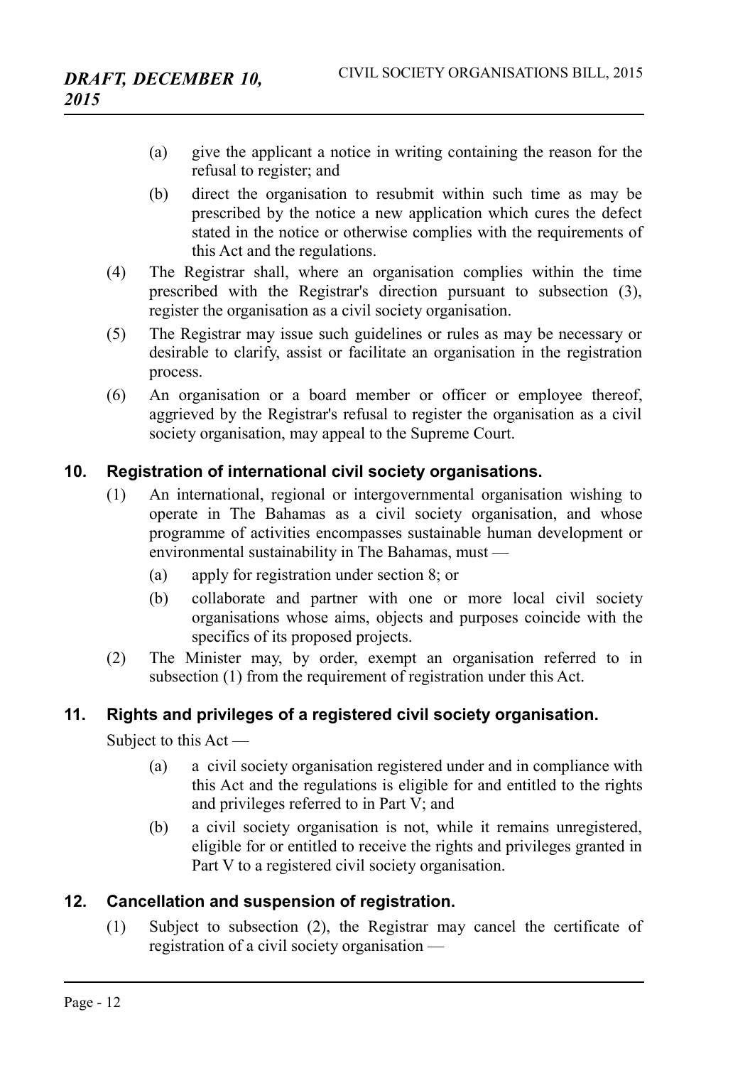(a) give the applicant a notice in writing containing the reason for the refusal to register; and

(b) direct the organisation to resubmit within such time as may be prescribed by the notice a new application which cures the defect stated in the notice or otherwise complies with the requirements of this Act and the regulations.

(4) The Registrar shall, where an organisation complies within the time prescribed with the Registrar's direction pursuant to subsection (3), register the organisation as a civil society organisation.

(5) The Registrar may issue such guidelines or rules as may be necessary or desirable to clarify, assist or facilitate an organisation in the registration process.

(6) An organisation or a board member or officer or employee thereof, aggrieved by the Registrar's refusal to register the organisation as a civil society organisation, may appeal to the Supreme Court.

## 10. Registration of international civil society organisations.

(1) An international, regional or intergovernmental organisation wishing to operate in The Bahamas as a civil society organisation, and whose programme of activities encompasses sustainable human development or environmental sustainability in The Bahamas, must —

(a) apply for registration under section 8; or

(b) collaborate and partner with one or more local civil society organisations whose aims, objects and purposes coincide with the specifics of its proposed projects.

(2) The Minister may, by order, exempt an organisation referred to in subsection (1) from the requirement of registration under this Act.

## 11. Rights and privileges of a registered civil society organisation.

Subject to this Act —

(a) a civil society organisation registered under and in compliance with this Act and the regulations is eligible for and entitled to the rights and privileges referred to in Part V; and

(b) a civil society organisation is not, while it remains unregistered, eligible for or entitled to receive the rights and privileges granted in Part V to a registered civil society organisation.

## 12. Cancellation and suspension of registration.

(1) Subject to subsection (2), the Registrar may cancel the certificate of registration of a civil society organisation —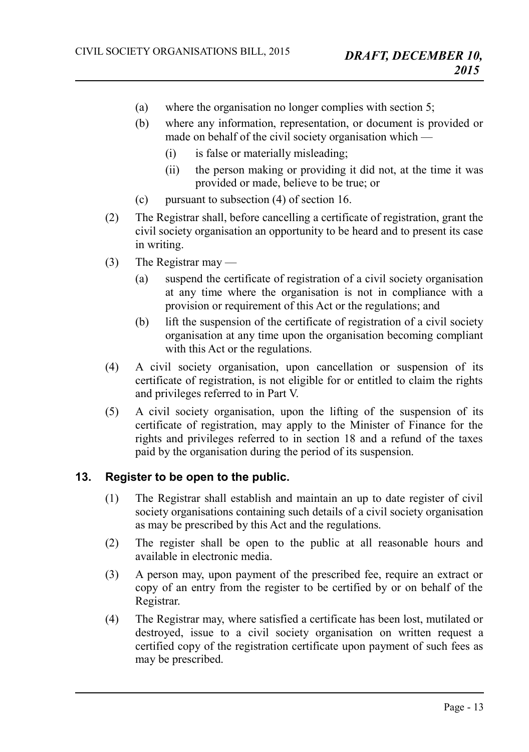(a) where the organisation no longer complies with section 5;

(b) where any information, representation, or document is provided or made on behalf of the civil society organisation which —

  (i) is false or materially misleading;

  (ii) the person making or providing it did not, at the time it was provided or made, believe to be true; or

(c) pursuant to subsection (4) of section 16.

(2) The Registrar shall, before cancelling a certificate of registration, grant the civil society organisation an opportunity to be heard and to present its case in writing.

(3) The Registrar may —

  (a) suspend the certificate of registration of a civil society organisation at any time where the organisation is not in compliance with a provision or requirement of this Act or the regulations; and

  (b) lift the suspension of the certificate of registration of a civil society organisation at any time upon the organisation becoming compliant with this Act or the regulations.

(4) A civil society organisation, upon cancellation or suspension of its certificate of registration, is not eligible for or entitled to claim the rights and privileges referred to in Part V.

(5) A civil society organisation, upon the lifting of the suspension of its certificate of registration, may apply to the Minister of Finance for the rights and privileges referred to in section 18 and a refund of the taxes paid by the organisation during the period of its suspension.

## 13. Register to be open to the public.

(1) The Registrar shall establish and maintain an up to date register of civil society organisations containing such details of a civil society organisation as may be prescribed by this Act and the regulations.

(2) The register shall be open to the public at all reasonable hours and available in electronic media.

(3) A person may, upon payment of the prescribed fee, require an extract or copy of an entry from the register to be certified by or on behalf of the Registrar.

(4) The Registrar may, where satisfied a certificate has been lost, mutilated or destroyed, issue to a civil society organisation on written request a certified copy of the registration certificate upon payment of such fees as may be prescribed.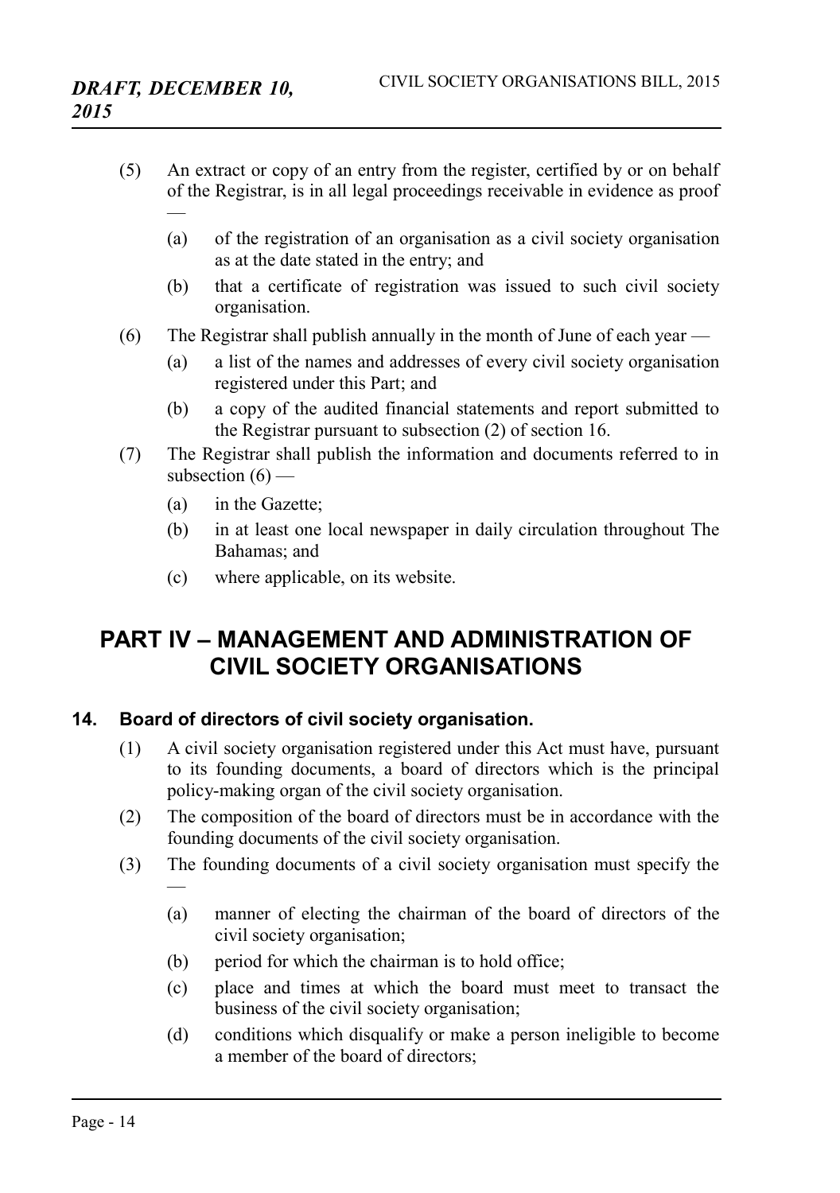(5) An extract or copy of an entry from the register, certified by or on behalf of the Registrar, is in all legal proceedings receivable in evidence as proof —

(a) of the registration of an organisation as a civil society organisation as at the date stated in the entry; and

(b) that a certificate of registration was issued to such civil society organisation.

(6) The Registrar shall publish annually in the month of June of each year —

(a) a list of the names and addresses of every civil society organisation registered under this Part; and

(b) a copy of the audited financial statements and report submitted to the Registrar pursuant to subsection (2) of section 16.

(7) The Registrar shall publish the information and documents referred to in subsection (6) —

(a) in the Gazette;

(b) in at least one local newspaper in daily circulation throughout The Bahamas; and

(c) where applicable, on its website.

## PART IV – MANAGEMENT AND ADMINISTRATION OF CIVIL SOCIETY ORGANISATIONS

### 14. Board of directors of civil society organisation.

(1) A civil society organisation registered under this Act must have, pursuant to its founding documents, a board of directors which is the principal policy-making organ of the civil society organisation.

(2) The composition of the board of directors must be in accordance with the founding documents of the civil society organisation.

(3) The founding documents of a civil society organisation must specify the —

(a) manner of electing the chairman of the board of directors of the civil society organisation;

(b) period for which the chairman is to hold office;

(c) place and times at which the board must meet to transact the business of the civil society organisation;

(d) conditions which disqualify or make a person ineligible to become a member of the board of directors;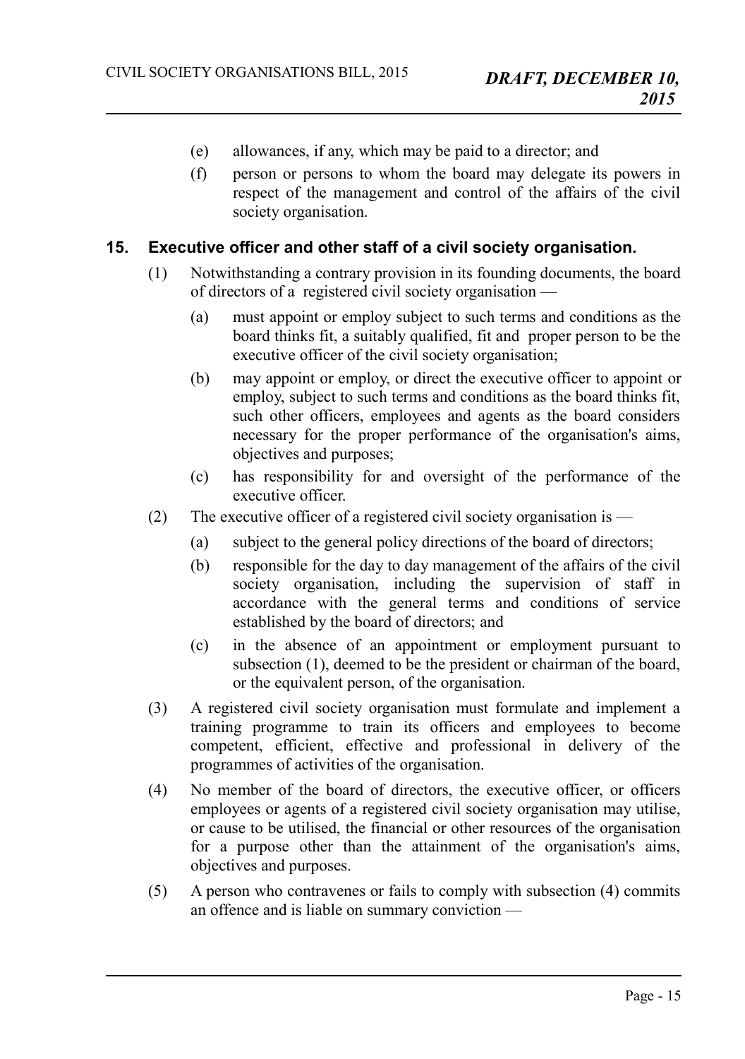(e) allowances, if any, which may be paid to a director; and

(f) person or persons to whom the board may delegate its powers in respect of the management and control of the affairs of the civil society organisation.

## 15. Executive officer and other staff of a civil society organisation.

(1) Notwithstanding a contrary provision in its founding documents, the board of directors of a registered civil society organisation —

(a) must appoint or employ subject to such terms and conditions as the board thinks fit, a suitably qualified, fit and proper person to be the executive officer of the civil society organisation;

(b) may appoint or employ, or direct the executive officer to appoint or employ, subject to such terms and conditions as the board thinks fit, such other officers, employees and agents as the board considers necessary for the proper performance of the organisation's aims, objectives and purposes;

(c) has responsibility for and oversight of the performance of the executive officer.

(2) The executive officer of a registered civil society organisation is —

(a) subject to the general policy directions of the board of directors;

(b) responsible for the day to day management of the affairs of the civil society organisation, including the supervision of staff in accordance with the general terms and conditions of service established by the board of directors; and

(c) in the absence of an appointment or employment pursuant to subsection (1), deemed to be the president or chairman of the board, or the equivalent person, of the organisation.

(3) A registered civil society organisation must formulate and implement a training programme to train its officers and employees to become competent, efficient, effective and professional in delivery of the programmes of activities of the organisation.

(4) No member of the board of directors, the executive officer, or officers employees or agents of a registered civil society organisation may utilise, or cause to be utilised, the financial or other resources of the organisation for a purpose other than the attainment of the organisation's aims, objectives and purposes.

(5) A person who contravenes or fails to comply with subsection (4) commits an offence and is liable on summary conviction —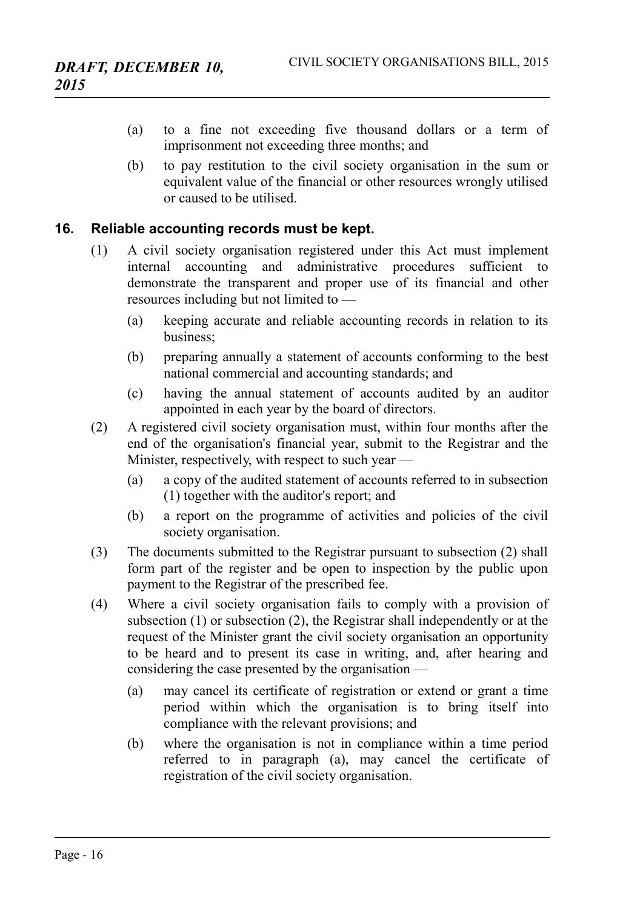(a) to a fine not exceeding five thousand dollars or a term of imprisonment not exceeding three months; and

(b) to pay restitution to the civil society organisation in the sum or equivalent value of the financial or other resources wrongly utilised or caused to be utilised.

## 16. Reliable accounting records must be kept.

(1) A civil society organisation registered under this Act must implement internal accounting and administrative procedures sufficient to demonstrate the transparent and proper use of its financial and other resources including but not limited to —

(a) keeping accurate and reliable accounting records in relation to its business;

(b) preparing annually a statement of accounts conforming to the best national commercial and accounting standards; and

(c) having the annual statement of accounts audited by an auditor appointed in each year by the board of directors.

(2) A registered civil society organisation must, within four months after the end of the organisation's financial year, submit to the Registrar and the Minister, respectively, with respect to such year —

(a) a copy of the audited statement of accounts referred to in subsection (1) together with the auditor's report; and

(b) a report on the programme of activities and policies of the civil society organisation.

(3) The documents submitted to the Registrar pursuant to subsection (2) shall form part of the register and be open to inspection by the public upon payment to the Registrar of the prescribed fee.

(4) Where a civil society organisation fails to comply with a provision of subsection (1) or subsection (2), the Registrar shall independently or at the request of the Minister grant the civil society organisation an opportunity to be heard and to present its case in writing, and, after hearing and considering the case presented by the organisation —

(a) may cancel its certificate of registration or extend or grant a time period within which the organisation is to bring itself into compliance with the relevant provisions; and

(b) where the organisation is not in compliance within a time period referred to in paragraph (a), may cancel the certificate of registration of the civil society organisation.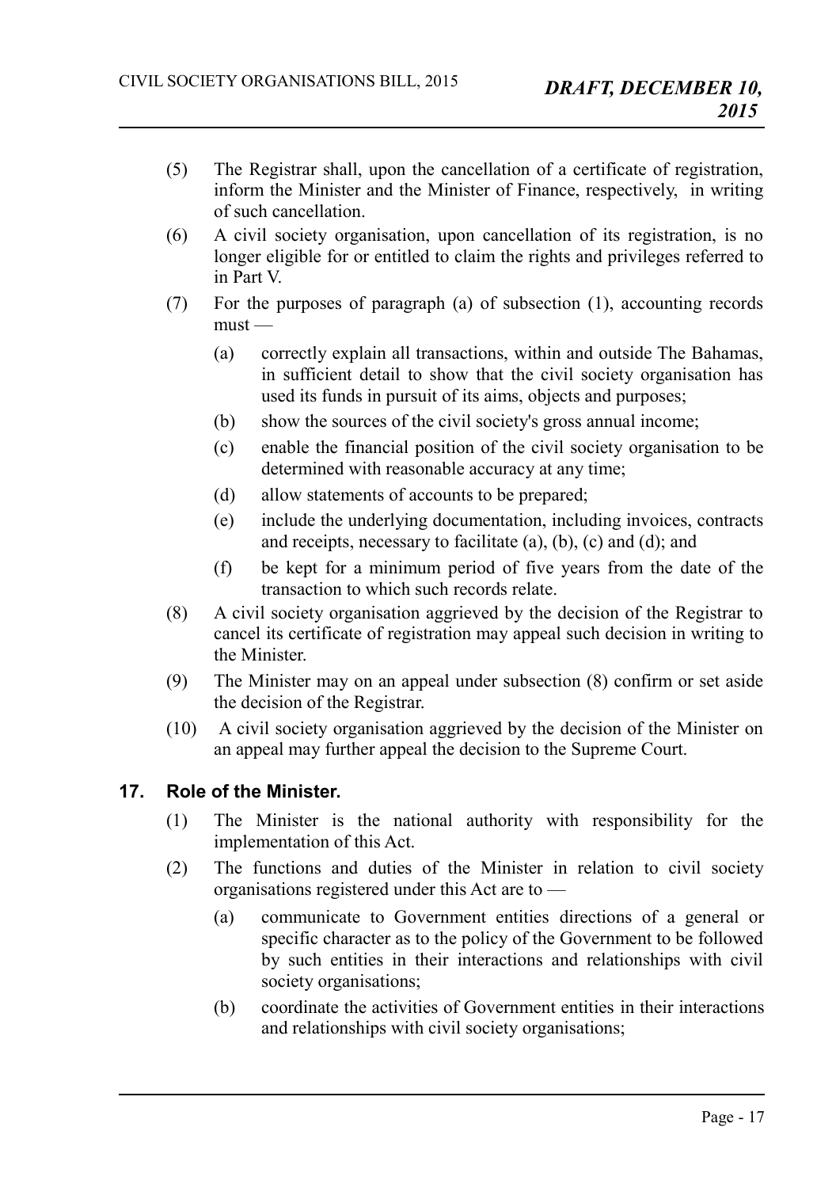(5) The Registrar shall, upon the cancellation of a certificate of registration, inform the Minister and the Minister of Finance, respectively, in writing of such cancellation.

(6) A civil society organisation, upon cancellation of its registration, is no longer eligible for or entitled to claim the rights and privileges referred to in Part V.

(7) For the purposes of paragraph (a) of subsection (1), accounting records must —

  (a) correctly explain all transactions, within and outside The Bahamas, in sufficient detail to show that the civil society organisation has used its funds in pursuit of its aims, objects and purposes;

  (b) show the sources of the civil society's gross annual income;

  (c) enable the financial position of the civil society organisation to be determined with reasonable accuracy at any time;

  (d) allow statements of accounts to be prepared;

  (e) include the underlying documentation, including invoices, contracts and receipts, necessary to facilitate (a), (b), (c) and (d); and

  (f) be kept for a minimum period of five years from the date of the transaction to which such records relate.

(8) A civil society organisation aggrieved by the decision of the Registrar to cancel its certificate of registration may appeal such decision in writing to the Minister.

(9) The Minister may on an appeal under subsection (8) confirm or set aside the decision of the Registrar.

(10) A civil society organisation aggrieved by the decision of the Minister on an appeal may further appeal the decision to the Supreme Court.

### 17. Role of the Minister.

(1) The Minister is the national authority with responsibility for the implementation of this Act.

(2) The functions and duties of the Minister in relation to civil society organisations registered under this Act are to —

  (a) communicate to Government entities directions of a general or specific character as to the policy of the Government to be followed by such entities in their interactions and relationships with civil society organisations;

  (b) coordinate the activities of Government entities in their interactions and relationships with civil society organisations;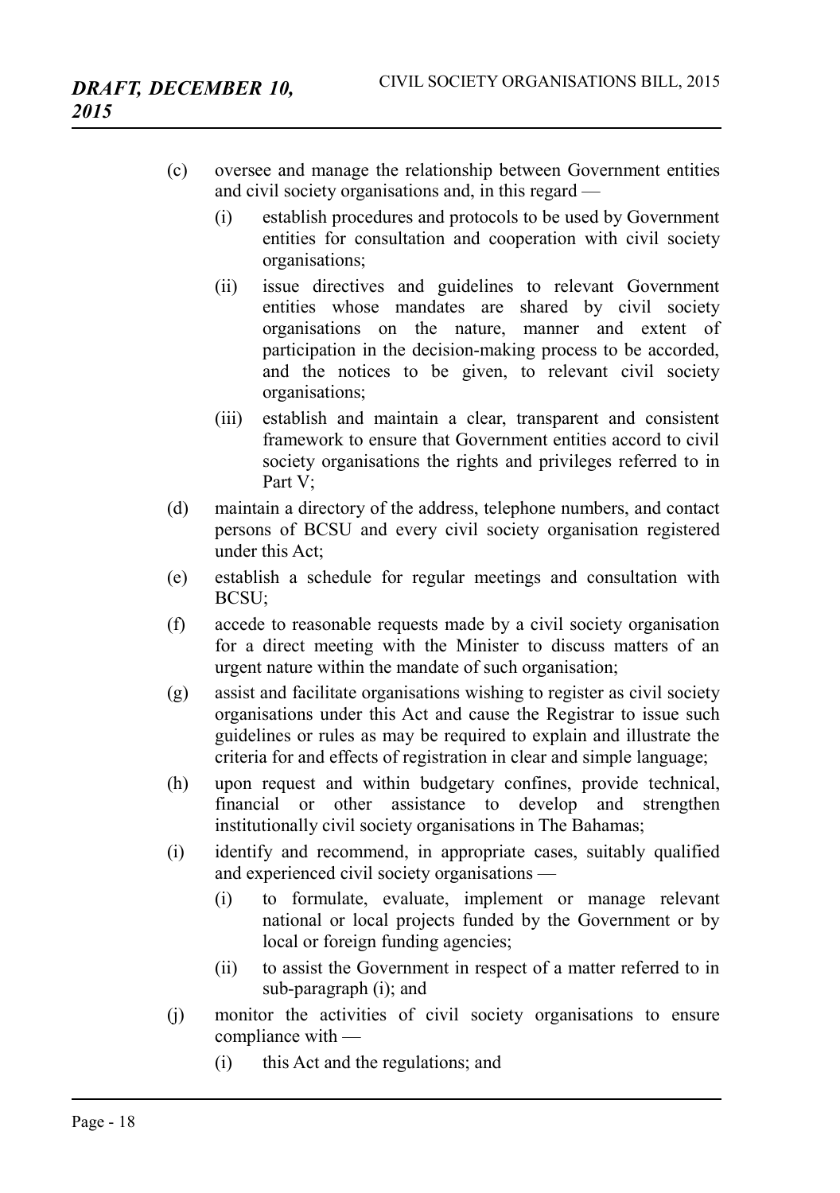(c) oversee and manage the relationship between Government entities and civil society organisations and, in this regard —

   (i) establish procedures and protocols to be used by Government entities for consultation and cooperation with civil society organisations;

   (ii) issue directives and guidelines to relevant Government entities whose mandates are shared by civil society organisations on the nature, manner and extent of participation in the decision-making process to be accorded, and the notices to be given, to relevant civil society organisations;

   (iii) establish and maintain a clear, transparent and consistent framework to ensure that Government entities accord to civil society organisations the rights and privileges referred to in Part V;

(d) maintain a directory of the address, telephone numbers, and contact persons of BCSU and every civil society organisation registered under this Act;

(e) establish a schedule for regular meetings and consultation with BCSU;

(f) accede to reasonable requests made by a civil society organisation for a direct meeting with the Minister to discuss matters of an urgent nature within the mandate of such organisation;

(g) assist and facilitate organisations wishing to register as civil society organisations under this Act and cause the Registrar to issue such guidelines or rules as may be required to explain and illustrate the criteria for and effects of registration in clear and simple language;

(h) upon request and within budgetary confines, provide technical, financial or other assistance to develop and strengthen institutionally civil society organisations in The Bahamas;

(i) identify and recommend, in appropriate cases, suitably qualified and experienced civil society organisations —

   (i) to formulate, evaluate, implement or manage relevant national or local projects funded by the Government or by local or foreign funding agencies;

   (ii) to assist the Government in respect of a matter referred to in sub-paragraph (i); and

(j) monitor the activities of civil society organisations to ensure compliance with —

   (i) this Act and the regulations; and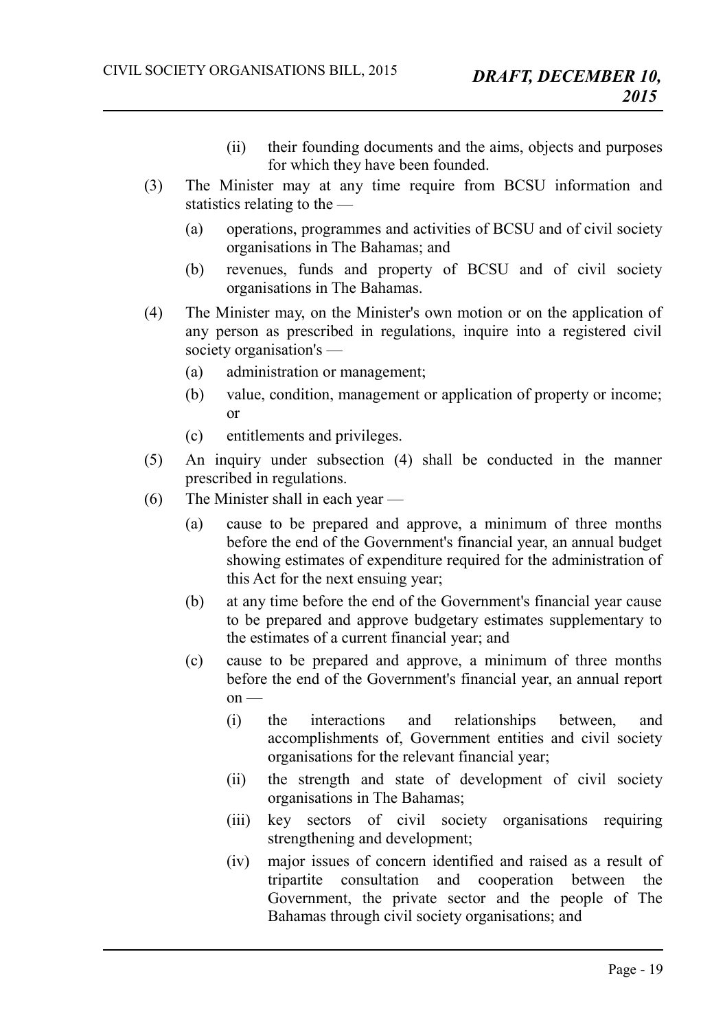(ii) their founding documents and the aims, objects and purposes for which they have been founded.

(3) The Minister may at any time require from BCSU information and statistics relating to the —

(a) operations, programmes and activities of BCSU and of civil society organisations in The Bahamas; and

(b) revenues, funds and property of BCSU and of civil society organisations in The Bahamas.

(4) The Minister may, on the Minister's own motion or on the application of any person as prescribed in regulations, inquire into a registered civil society organisation's —

(a) administration or management;

(b) value, condition, management or application of property or income; or

(c) entitlements and privileges.

(5) An inquiry under subsection (4) shall be conducted in the manner prescribed in regulations.

(6) The Minister shall in each year —

(a) cause to be prepared and approve, a minimum of three months before the end of the Government's financial year, an annual budget showing estimates of expenditure required for the administration of this Act for the next ensuing year;

(b) at any time before the end of the Government's financial year cause to be prepared and approve budgetary estimates supplementary to the estimates of a current financial year; and

(c) cause to be prepared and approve, a minimum of three months before the end of the Government's financial year, an annual report on —

(i) the interactions and relationships between, and accomplishments of, Government entities and civil society organisations for the relevant financial year;

(ii) the strength and state of development of civil society organisations in The Bahamas;

(iii) key sectors of civil society organisations requiring strengthening and development;

(iv) major issues of concern identified and raised as a result of tripartite consultation and cooperation between the Government, the private sector and the people of The Bahamas through civil society organisations; and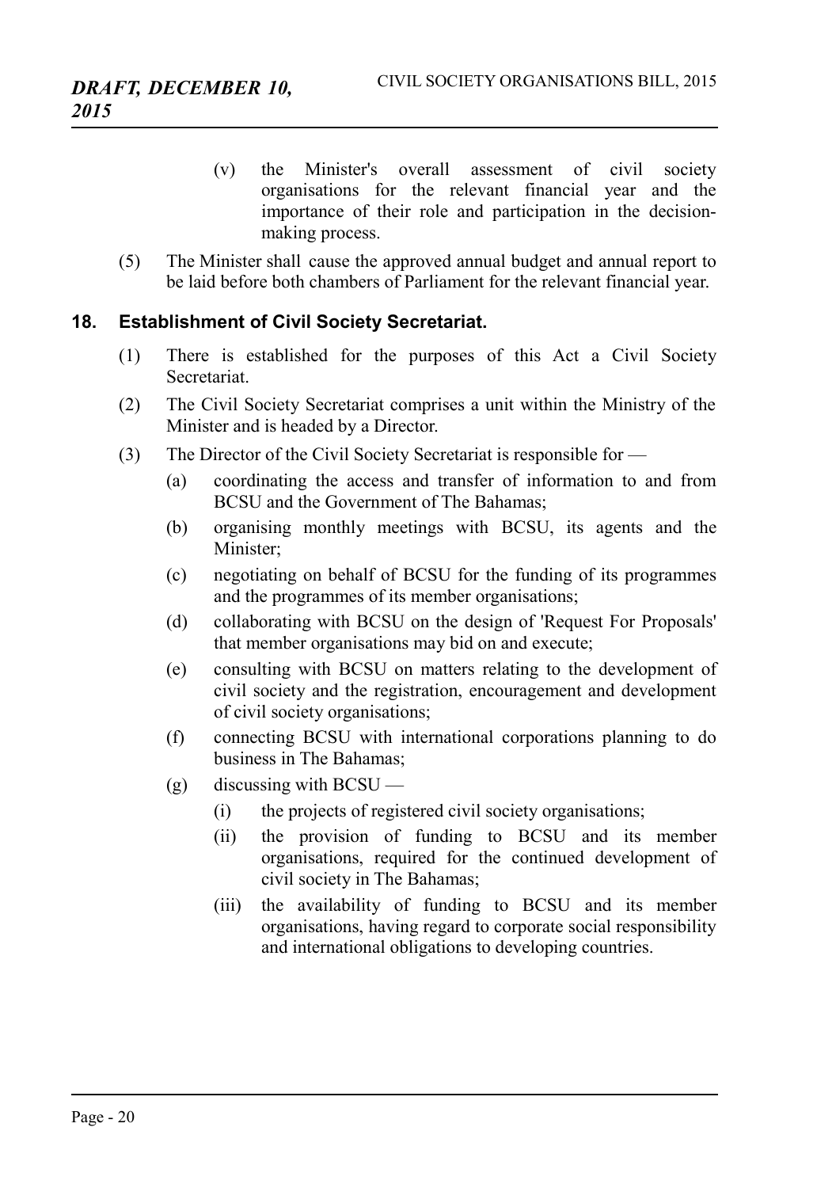(v) the Minister's overall assessment of civil society organisations for the relevant financial year and the importance of their role and participation in the decision-making process.

(5) The Minister shall cause the approved annual budget and annual report to be laid before both chambers of Parliament for the relevant financial year.

## 18. Establishment of Civil Society Secretariat.

(1) There is established for the purposes of this Act a Civil Society Secretariat.

(2) The Civil Society Secretariat comprises a unit within the Ministry of the Minister and is headed by a Director.

(3) The Director of the Civil Society Secretariat is responsible for —

(a) coordinating the access and transfer of information to and from BCSU and the Government of The Bahamas;

(b) organising monthly meetings with BCSU, its agents and the Minister;

(c) negotiating on behalf of BCSU for the funding of its programmes and the programmes of its member organisations;

(d) collaborating with BCSU on the design of 'Request For Proposals' that member organisations may bid on and execute;

(e) consulting with BCSU on matters relating to the development of civil society and the registration, encouragement and development of civil society organisations;

(f) connecting BCSU with international corporations planning to do business in The Bahamas;

(g) discussing with BCSU —

(i) the projects of registered civil society organisations;

(ii) the provision of funding to BCSU and its member organisations, required for the continued development of civil society in The Bahamas;

(iii) the availability of funding to BCSU and its member organisations, having regard to corporate social responsibility and international obligations to developing countries.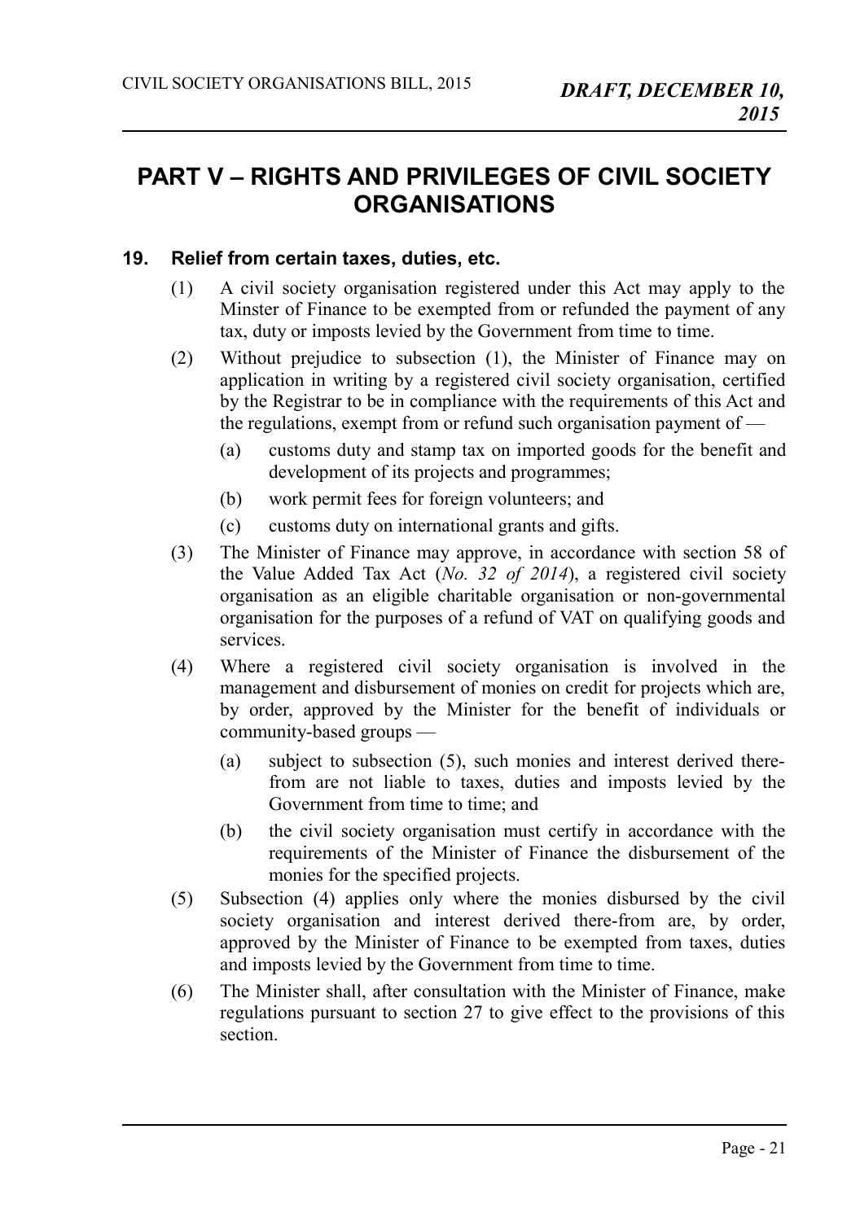# PART V – RIGHTS AND PRIVILEGES OF CIVIL SOCIETY ORGANISATIONS

### 19. Relief from certain taxes, duties, etc.

(1) A civil society organisation registered under this Act may apply to the Minster of Finance to be exempted from or refunded the payment of any tax, duty or imposts levied by the Government from time to time.

(2) Without prejudice to subsection (1), the Minister of Finance may on application in writing by a registered civil society organisation, certified by the Registrar to be in compliance with the requirements of this Act and the regulations, exempt from or refund such organisation payment of —

(a) customs duty and stamp tax on imported goods for the benefit and development of its projects and programmes;

(b) work permit fees for foreign volunteers; and

(c) customs duty on international grants and gifts.

(3) The Minister of Finance may approve, in accordance with section 58 of the Value Added Tax Act (*No. 32 of 2014*), a registered civil society organisation as an eligible charitable organisation or non-governmental organisation for the purposes of a refund of VAT on qualifying goods and services.

(4) Where a registered civil society organisation is involved in the management and disbursement of monies on credit for projects which are, by order, approved by the Minister for the benefit of individuals or community-based groups —

(a) subject to subsection (5), such monies and interest derived there-from are not liable to taxes, duties and imposts levied by the Government from time to time; and

(b) the civil society organisation must certify in accordance with the requirements of the Minister of Finance the disbursement of the monies for the specified projects.

(5) Subsection (4) applies only where the monies disbursed by the civil society organisation and interest derived there-from are, by order, approved by the Minister of Finance to be exempted from taxes, duties and imposts levied by the Government from time to time.

(6) The Minister shall, after consultation with the Minister of Finance, make regulations pursuant to section 27 to give effect to the provisions of this section.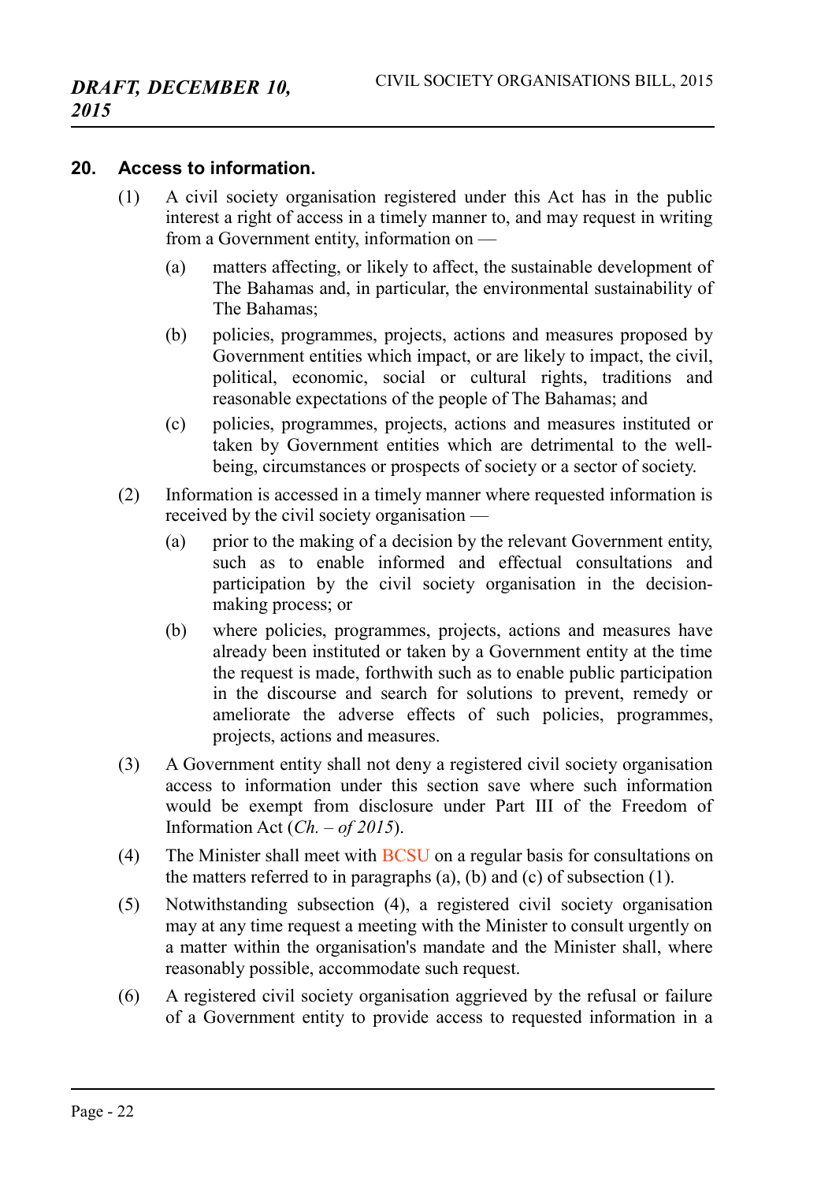## 20. Access to information.

(1) A civil society organisation registered under this Act has in the public interest a right of access in a timely manner to, and may request in writing from a Government entity, information on —

(a) matters affecting, or likely to affect, the sustainable development of The Bahamas and, in particular, the environmental sustainability of The Bahamas;

(b) policies, programmes, projects, actions and measures proposed by Government entities which impact, or are likely to impact, the civil, political, economic, social or cultural rights, traditions and reasonable expectations of the people of The Bahamas; and

(c) policies, programmes, projects, actions and measures instituted or taken by Government entities which are detrimental to the well-being, circumstances or prospects of society or a sector of society.

(2) Information is accessed in a timely manner where requested information is received by the civil society organisation —

(a) prior to the making of a decision by the relevant Government entity, such as to enable informed and effectual consultations and participation by the civil society organisation in the decision-making process; or

(b) where policies, programmes, projects, actions and measures have already been instituted or taken by a Government entity at the time the request is made, forthwith such as to enable public participation in the discourse and search for solutions to prevent, remedy or ameliorate the adverse effects of such policies, programmes, projects, actions and measures.

(3) A Government entity shall not deny a registered civil society organisation access to information under this section save where such information would be exempt from disclosure under Part III of the Freedom of Information Act (*Ch. – of 2015*).

(4) The Minister shall meet with BCSU on a regular basis for consultations on the matters referred to in paragraphs (a), (b) and (c) of subsection (1).

(5) Notwithstanding subsection (4), a registered civil society organisation may at any time request a meeting with the Minister to consult urgently on a matter within the organisation's mandate and the Minister shall, where reasonably possible, accommodate such request.

(6) A registered civil society organisation aggrieved by the refusal or failure of a Government entity to provide access to requested information in a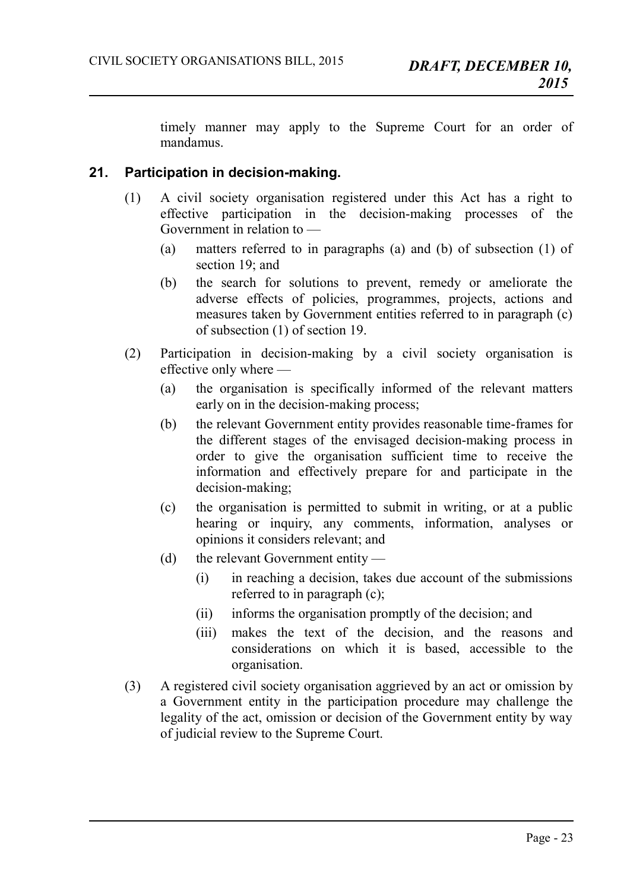timely manner may apply to the Supreme Court for an order of mandamus.

### 21. Participation in decision-making.

(1) A civil society organisation registered under this Act has a right to effective participation in the decision-making processes of the Government in relation to —

  (a) matters referred to in paragraphs (a) and (b) of subsection (1) of section 19; and

  (b) the search for solutions to prevent, remedy or ameliorate the adverse effects of policies, programmes, projects, actions and measures taken by Government entities referred to in paragraph (c) of subsection (1) of section 19.

(2) Participation in decision-making by a civil society organisation is effective only where —

  (a) the organisation is specifically informed of the relevant matters early on in the decision-making process;

  (b) the relevant Government entity provides reasonable time-frames for the different stages of the envisaged decision-making process in order to give the organisation sufficient time to receive the information and effectively prepare for and participate in the decision-making;

  (c) the organisation is permitted to submit in writing, or at a public hearing or inquiry, any comments, information, analyses or opinions it considers relevant; and

  (d) the relevant Government entity —

    (i) in reaching a decision, takes due account of the submissions referred to in paragraph (c);

    (ii) informs the organisation promptly of the decision; and

    (iii) makes the text of the decision, and the reasons and considerations on which it is based, accessible to the organisation.

(3) A registered civil society organisation aggrieved by an act or omission by a Government entity in the participation procedure may challenge the legality of the act, omission or decision of the Government entity by way of judicial review to the Supreme Court.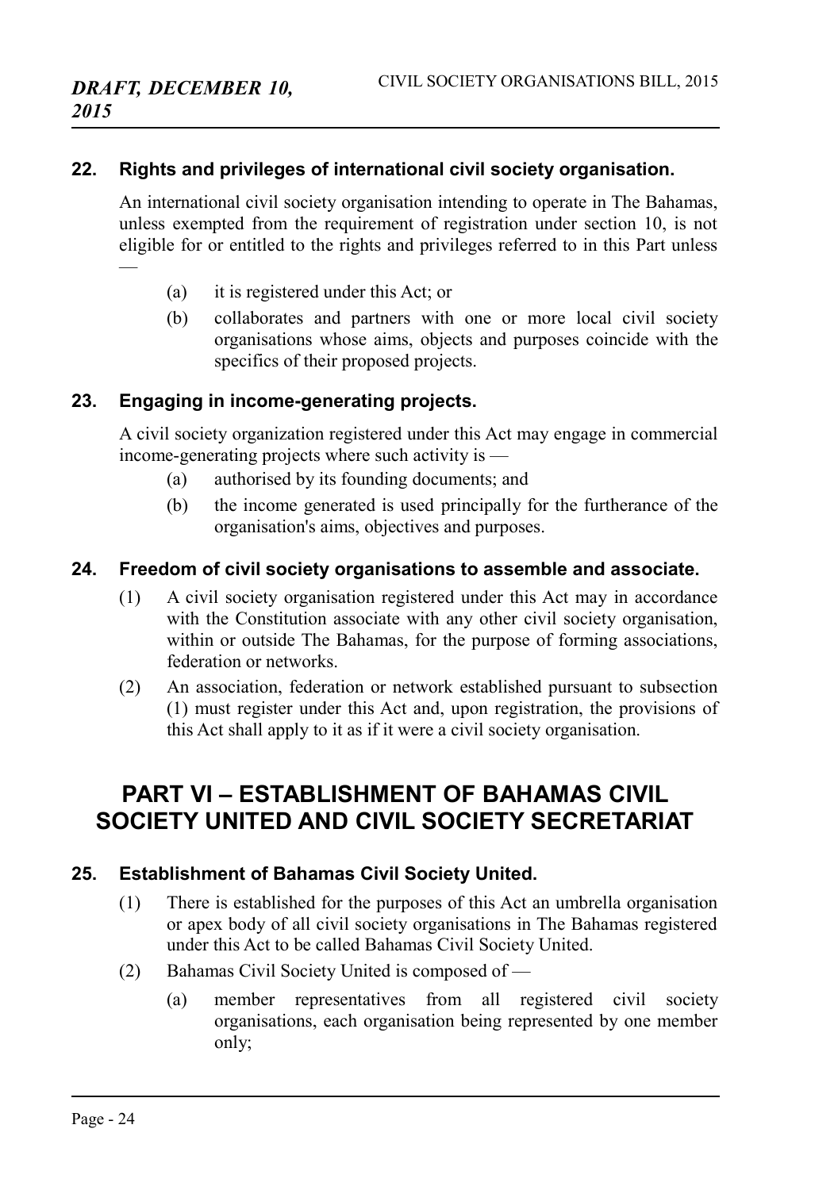### 22. Rights and privileges of international civil society organisation.

An international civil society organisation intending to operate in The Bahamas, unless exempted from the requirement of registration under section 10, is not eligible for or entitled to the rights and privileges referred to in this Part unless —

(a) it is registered under this Act; or

(b) collaborates and partners with one or more local civil society organisations whose aims, objects and purposes coincide with the specifics of their proposed projects.

### 23. Engaging in income-generating projects.

A civil society organization registered under this Act may engage in commercial income-generating projects where such activity is —

(a) authorised by its founding documents; and

(b) the income generated is used principally for the furtherance of the organisation's aims, objectives and purposes.

### 24. Freedom of civil society organisations to assemble and associate.

(1) A civil society organisation registered under this Act may in accordance with the Constitution associate with any other civil society organisation, within or outside The Bahamas, for the purpose of forming associations, federation or networks.

(2) An association, federation or network established pursuant to subsection (1) must register under this Act and, upon registration, the provisions of this Act shall apply to it as if it were a civil society organisation.

## PART VI – ESTABLISHMENT OF BAHAMAS CIVIL SOCIETY UNITED AND CIVIL SOCIETY SECRETARIAT

### 25. Establishment of Bahamas Civil Society United.

(1) There is established for the purposes of this Act an umbrella organisation or apex body of all civil society organisations in The Bahamas registered under this Act to be called Bahamas Civil Society United.

(2) Bahamas Civil Society United is composed of —

(a) member representatives from all registered civil society organisations, each organisation being represented by one member only;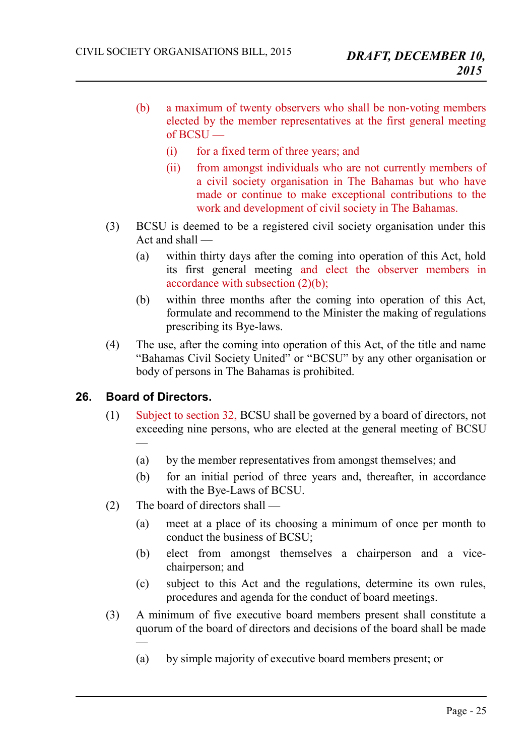(b) a maximum of twenty observers who shall be non-voting members elected by the member representatives at the first general meeting of BCSU —

(i) for a fixed term of three years; and

(ii) from amongst individuals who are not currently members of a civil society organisation in The Bahamas but who have made or continue to make exceptional contributions to the work and development of civil society in The Bahamas.

(3) BCSU is deemed to be a registered civil society organisation under this Act and shall —

(a) within thirty days after the coming into operation of this Act, hold its first general meeting and elect the observer members in accordance with subsection (2)(b);

(b) within three months after the coming into operation of this Act, formulate and recommend to the Minister the making of regulations prescribing its Bye-laws.

(4) The use, after the coming into operation of this Act, of the title and name "Bahamas Civil Society United" or "BCSU" by any other organisation or body of persons in The Bahamas is prohibited.

## 26. Board of Directors.

(1) Subject to section 32, BCSU shall be governed by a board of directors, not exceeding nine persons, who are elected at the general meeting of BCSU —

(a) by the member representatives from amongst themselves; and

(b) for an initial period of three years and, thereafter, in accordance with the Bye-Laws of BCSU.

(2) The board of directors shall —

(a) meet at a place of its choosing a minimum of once per month to conduct the business of BCSU;

(b) elect from amongst themselves a chairperson and a vice-chairperson; and

(c) subject to this Act and the regulations, determine its own rules, procedures and agenda for the conduct of board meetings.

(3) A minimum of five executive board members present shall constitute a quorum of the board of directors and decisions of the board shall be made —

(a) by simple majority of executive board members present; or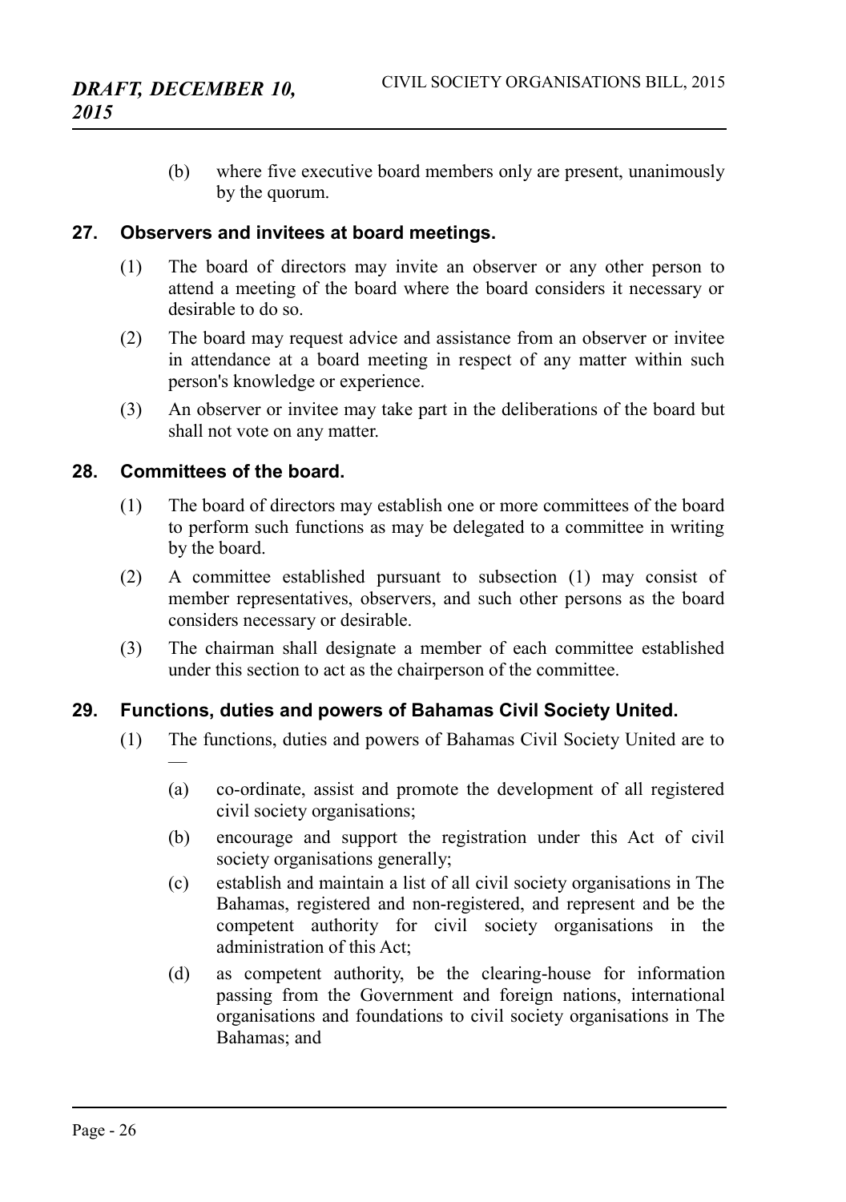(b) where five executive board members only are present, unanimously by the quorum.

## 27. Observers and invitees at board meetings.

(1) The board of directors may invite an observer or any other person to attend a meeting of the board where the board considers it necessary or desirable to do so.

(2) The board may request advice and assistance from an observer or invitee in attendance at a board meeting in respect of any matter within such person's knowledge or experience.

(3) An observer or invitee may take part in the deliberations of the board but shall not vote on any matter.

## 28. Committees of the board.

(1) The board of directors may establish one or more committees of the board to perform such functions as may be delegated to a committee in writing by the board.

(2) A committee established pursuant to subsection (1) may consist of member representatives, observers, and such other persons as the board considers necessary or desirable.

(3) The chairman shall designate a member of each committee established under this section to act as the chairperson of the committee.

## 29. Functions, duties and powers of Bahamas Civil Society United.

(1) The functions, duties and powers of Bahamas Civil Society United are to —

(a) co-ordinate, assist and promote the development of all registered civil society organisations;

(b) encourage and support the registration under this Act of civil society organisations generally;

(c) establish and maintain a list of all civil society organisations in The Bahamas, registered and non-registered, and represent and be the competent authority for civil society organisations in the administration of this Act;

(d) as competent authority, be the clearing-house for information passing from the Government and foreign nations, international organisations and foundations to civil society organisations in The Bahamas; and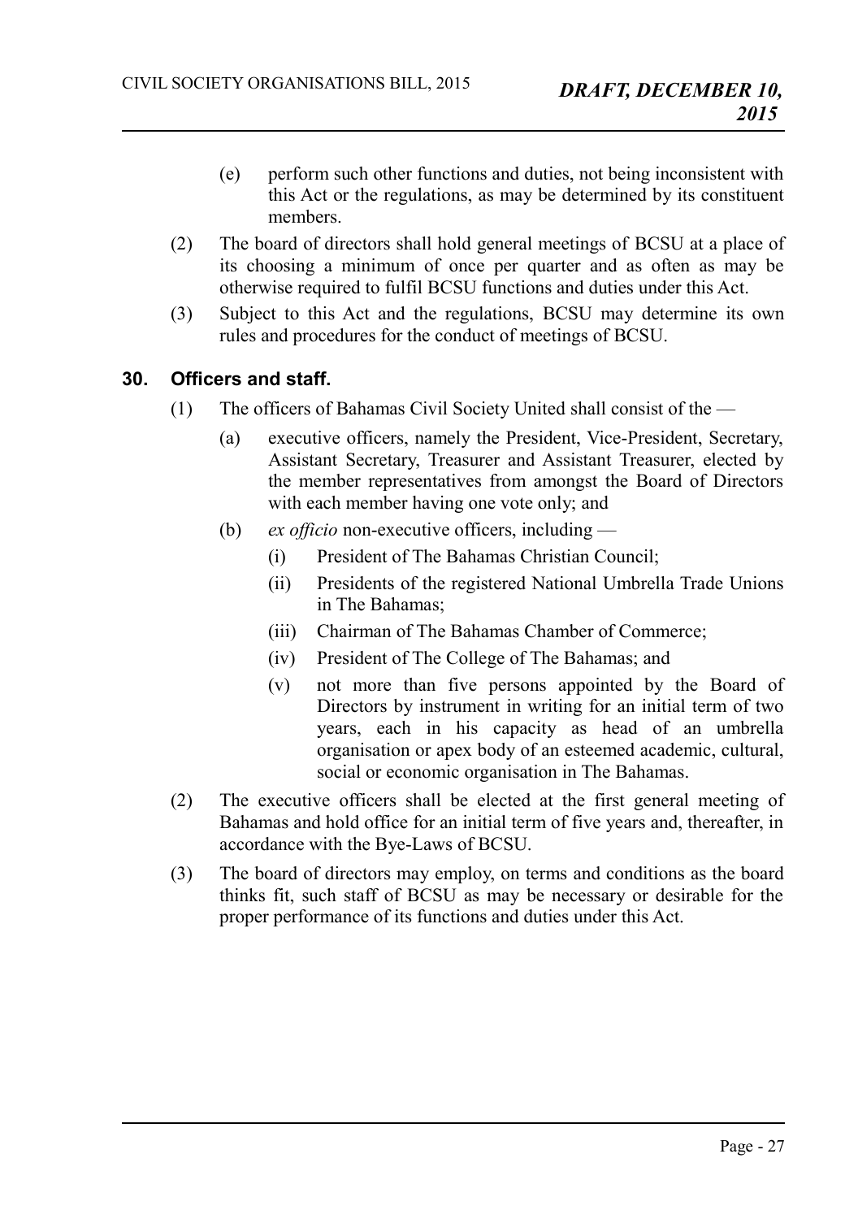(e) perform such other functions and duties, not being inconsistent with this Act or the regulations, as may be determined by its constituent members.

(2) The board of directors shall hold general meetings of BCSU at a place of its choosing a minimum of once per quarter and as often as may be otherwise required to fulfil BCSU functions and duties under this Act.

(3) Subject to this Act and the regulations, BCSU may determine its own rules and procedures for the conduct of meetings of BCSU.

## 30. Officers and staff.

(1) The officers of Bahamas Civil Society United shall consist of the —

(a) executive officers, namely the President, Vice-President, Secretary, Assistant Secretary, Treasurer and Assistant Treasurer, elected by the member representatives from amongst the Board of Directors with each member having one vote only; and

(b) *ex officio* non-executive officers, including —

(i) President of The Bahamas Christian Council;

(ii) Presidents of the registered National Umbrella Trade Unions in The Bahamas;

(iii) Chairman of The Bahamas Chamber of Commerce;

(iv) President of The College of The Bahamas; and

(v) not more than five persons appointed by the Board of Directors by instrument in writing for an initial term of two years, each in his capacity as head of an umbrella organisation or apex body of an esteemed academic, cultural, social or economic organisation in The Bahamas.

(2) The executive officers shall be elected at the first general meeting of Bahamas and hold office for an initial term of five years and, thereafter, in accordance with the Bye-Laws of BCSU.

(3) The board of directors may employ, on terms and conditions as the board thinks fit, such staff of BCSU as may be necessary or desirable for the proper performance of its functions and duties under this Act.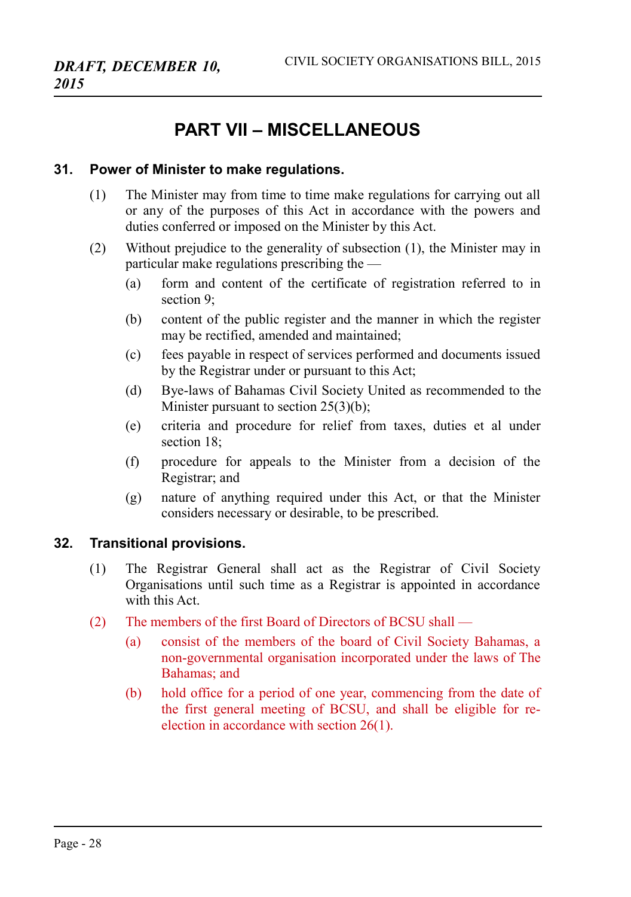## PART VII – MISCELLANEOUS

### 31. Power of Minister to make regulations.

(1) The Minister may from time to time make regulations for carrying out all or any of the purposes of this Act in accordance with the powers and duties conferred or imposed on the Minister by this Act.

(2) Without prejudice to the generality of subsection (1), the Minister may in particular make regulations prescribing the —

(a) form and content of the certificate of registration referred to in section 9;

(b) content of the public register and the manner in which the register may be rectified, amended and maintained;

(c) fees payable in respect of services performed and documents issued by the Registrar under or pursuant to this Act;

(d) Bye-laws of Bahamas Civil Society United as recommended to the Minister pursuant to section 25(3)(b);

(e) criteria and procedure for relief from taxes, duties et al under section 18;

(f) procedure for appeals to the Minister from a decision of the Registrar; and

(g) nature of anything required under this Act, or that the Minister considers necessary or desirable, to be prescribed.

### 32. Transitional provisions.

(1) The Registrar General shall act as the Registrar of Civil Society Organisations until such time as a Registrar is appointed in accordance with this Act.

(2) The members of the first Board of Directors of BCSU shall —

(a) consist of the members of the board of Civil Society Bahamas, a non-governmental organisation incorporated under the laws of The Bahamas; and

(b) hold office for a period of one year, commencing from the date of the first general meeting of BCSU, and shall be eligible for re-election in accordance with section 26(1).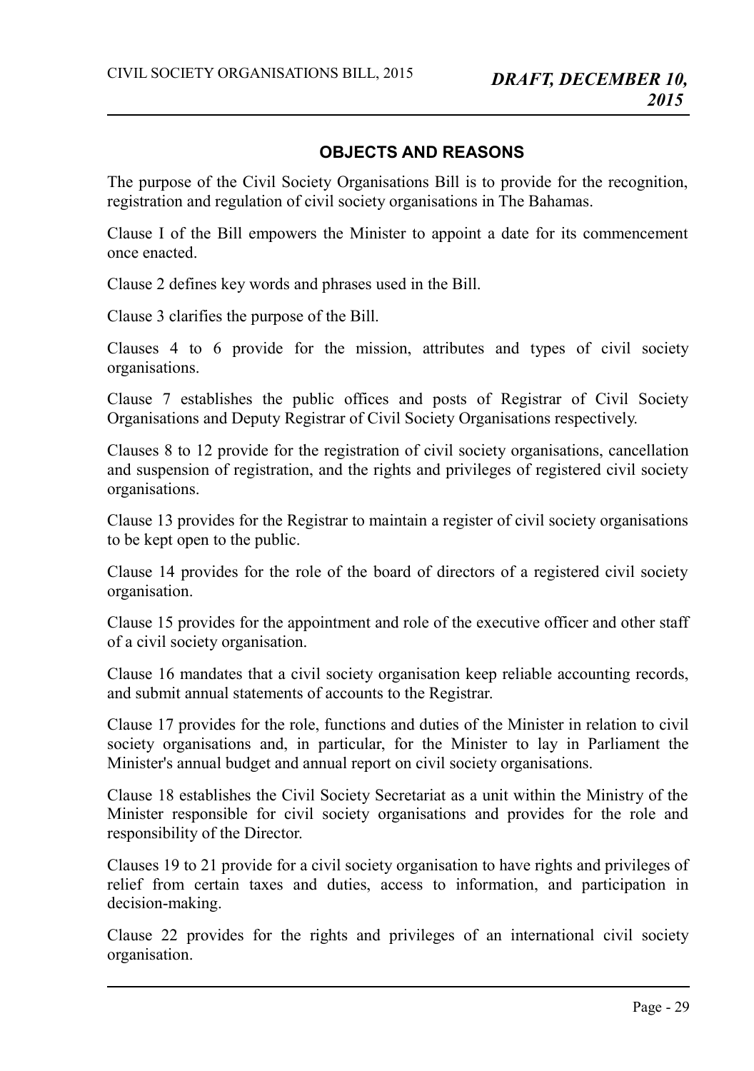## OBJECTS AND REASONS

The purpose of the Civil Society Organisations Bill is to provide for the recognition, registration and regulation of civil society organisations in The Bahamas.

Clause I of the Bill empowers the Minister to appoint a date for its commencement once enacted.

Clause 2 defines key words and phrases used in the Bill.

Clause 3 clarifies the purpose of the Bill.

Clauses 4 to 6 provide for the mission, attributes and types of civil society organisations.

Clause 7 establishes the public offices and posts of Registrar of Civil Society Organisations and Deputy Registrar of Civil Society Organisations respectively.

Clauses 8 to 12 provide for the registration of civil society organisations, cancellation and suspension of registration, and the rights and privileges of registered civil society organisations.

Clause 13 provides for the Registrar to maintain a register of civil society organisations to be kept open to the public.

Clause 14 provides for the role of the board of directors of a registered civil society organisation.

Clause 15 provides for the appointment and role of the executive officer and other staff of a civil society organisation.

Clause 16 mandates that a civil society organisation keep reliable accounting records, and submit annual statements of accounts to the Registrar.

Clause 17 provides for the role, functions and duties of the Minister in relation to civil society organisations and, in particular, for the Minister to lay in Parliament the Minister's annual budget and annual report on civil society organisations.

Clause 18 establishes the Civil Society Secretariat as a unit within the Ministry of the Minister responsible for civil society organisations and provides for the role and responsibility of the Director.

Clauses 19 to 21 provide for a civil society organisation to have rights and privileges of relief from certain taxes and duties, access to information, and participation in decision-making.

Clause 22 provides for the rights and privileges of an international civil society organisation.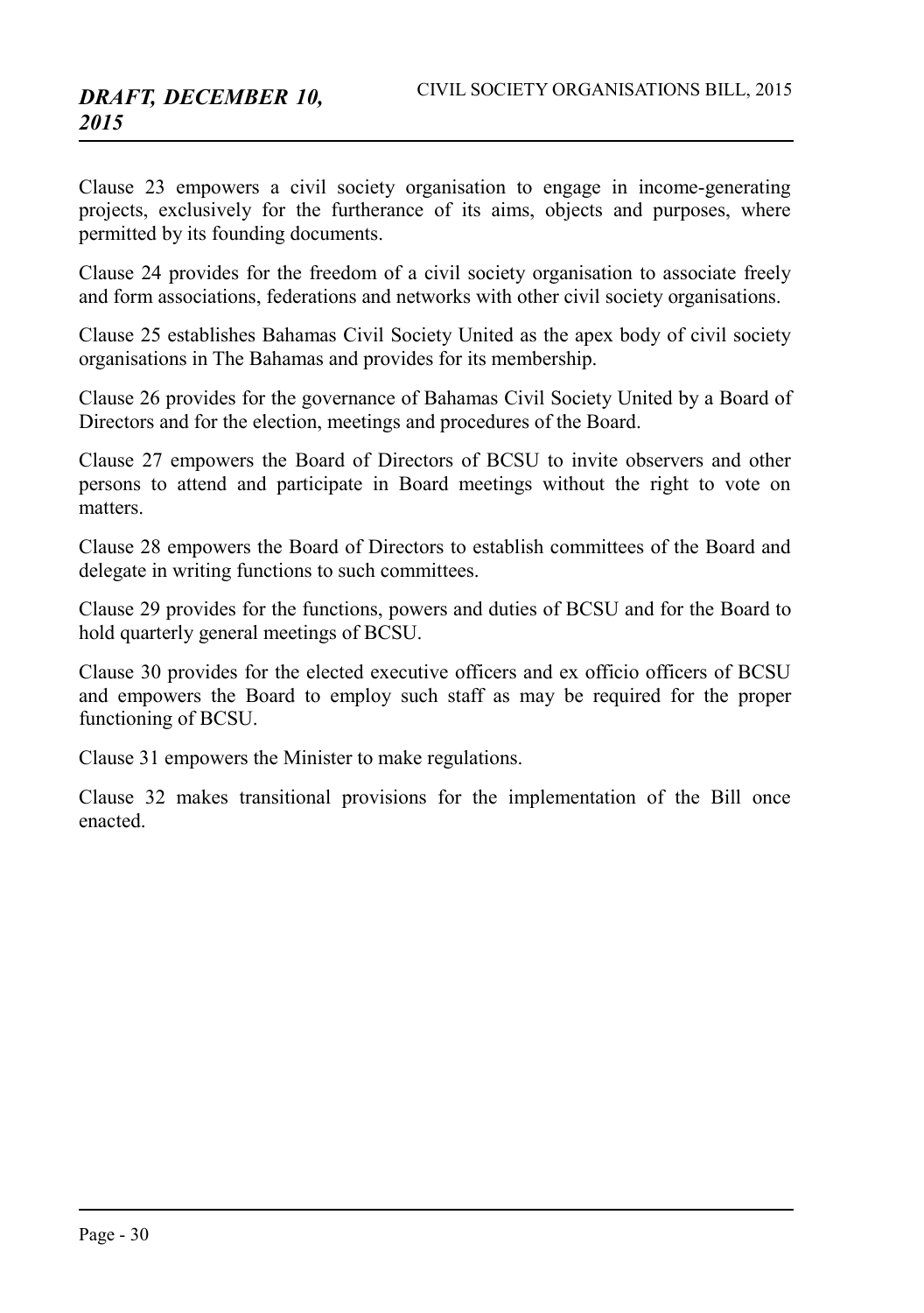Clause 23 empowers a civil society organisation to engage in income-generating projects, exclusively for the furtherance of its aims, objects and purposes, where permitted by its founding documents.

Clause 24 provides for the freedom of a civil society organisation to associate freely and form associations, federations and networks with other civil society organisations.

Clause 25 establishes Bahamas Civil Society United as the apex body of civil society organisations in The Bahamas and provides for its membership.

Clause 26 provides for the governance of Bahamas Civil Society United by a Board of Directors and for the election, meetings and procedures of the Board.

Clause 27 empowers the Board of Directors of BCSU to invite observers and other persons to attend and participate in Board meetings without the right to vote on matters.

Clause 28 empowers the Board of Directors to establish committees of the Board and delegate in writing functions to such committees.

Clause 29 provides for the functions, powers and duties of BCSU and for the Board to hold quarterly general meetings of BCSU.

Clause 30 provides for the elected executive officers and ex officio officers of BCSU and empowers the Board to employ such staff as may be required for the proper functioning of BCSU.

Clause 31 empowers the Minister to make regulations.

Clause 32 makes transitional provisions for the implementation of the Bill once enacted.